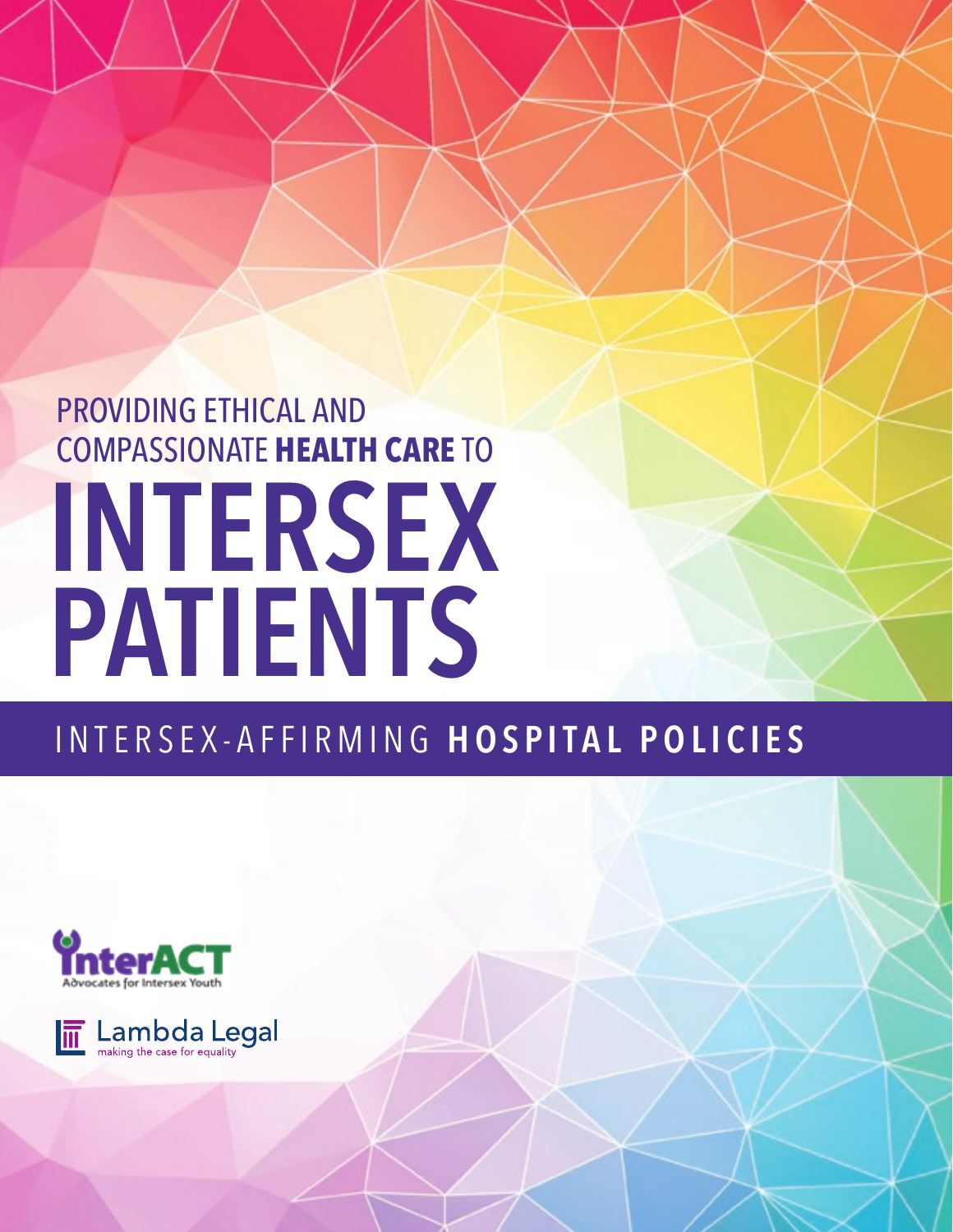# PROVIDING ETHICAL AND COMPASSIONATE **HEALTH CARE** TO INTERSEX PATIENTS

## INTERSEX-AFFIRMING **HOSPITAL POLICIES**

InterACT
Advocates for Intersex Youth

Lambda Legal
making the case for equality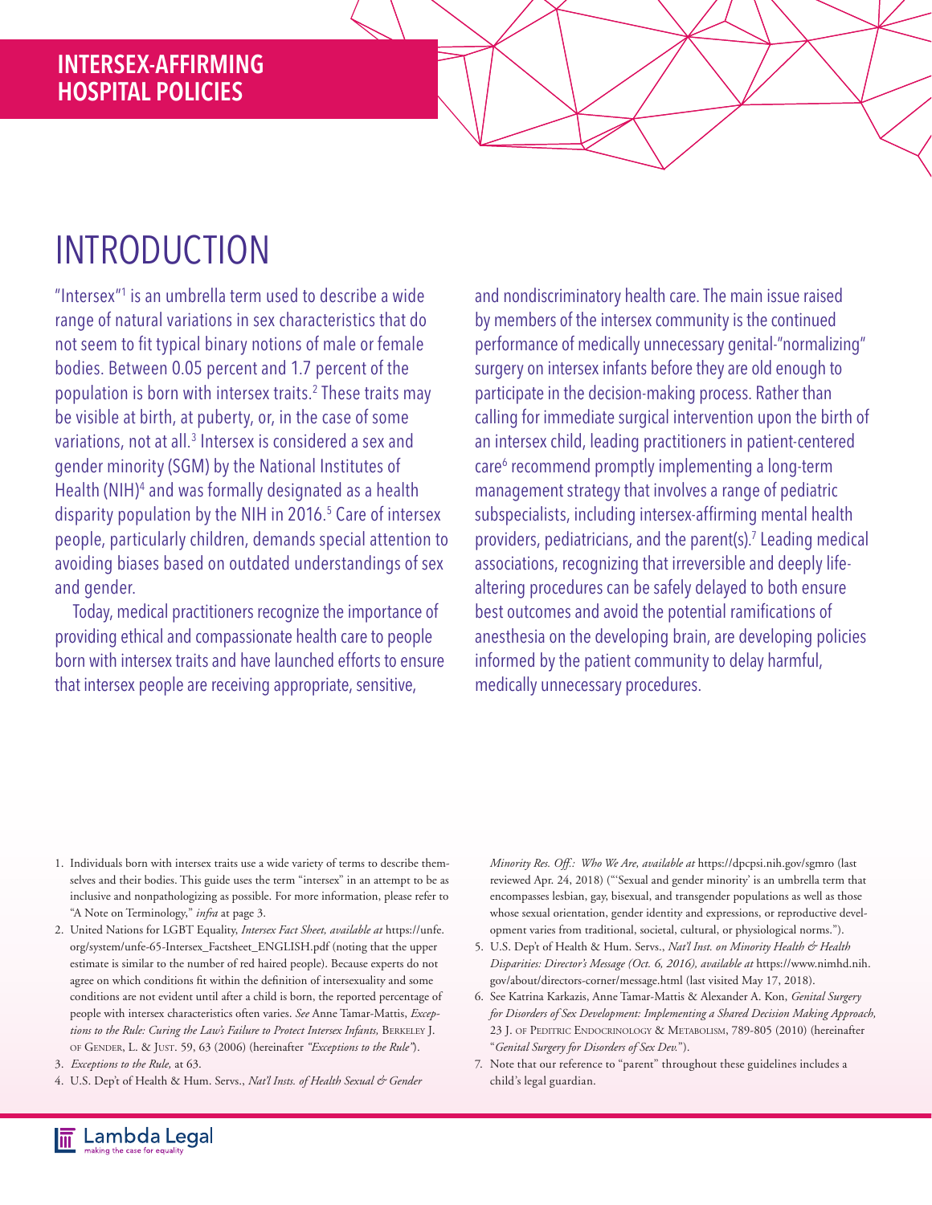# INTRODUCTION

"Intersex"[1] is an umbrella term used to describe a wide range of natural variations in sex characteristics that do not seem to fit typical binary notions of male or female bodies. Between 0.05 percent and 1.7 percent of the population is born with intersex traits.[2] These traits may be visible at birth, at puberty, or, in the case of some variations, not at all.[3] Intersex is considered a sex and gender minority (SGM) by the National Institutes of Health (NIH)[4] and was formally designated as a health disparity population by the NIH in 2016.[5] Care of intersex people, particularly children, demands special attention to avoiding biases based on outdated understandings of sex and gender.

Today, medical practitioners recognize the importance of providing ethical and compassionate health care to people born with intersex traits and have launched efforts to ensure that intersex people are receiving appropriate, sensitive, and nondiscriminatory health care. The main issue raised by members of the intersex community is the continued performance of medically unnecessary genital-"normalizing" surgery on intersex infants before they are old enough to participate in the decision-making process. Rather than calling for immediate surgical intervention upon the birth of an intersex child, leading practitioners in patient-centered care[6] recommend promptly implementing a long-term management strategy that involves a range of pediatric subspecialists, including intersex-affirming mental health providers, pediatricians, and the parent(s).[7] Leading medical associations, recognizing that irreversible and deeply life-altering procedures can be safely delayed to both ensure best outcomes and avoid the potential ramifications of anesthesia on the developing brain, are developing policies informed by the patient community to delay harmful, medically unnecessary procedures.

1. Individuals born with intersex traits use a wide variety of terms to describe themselves and their bodies. This guide uses the term "intersex" in an attempt to be as inclusive and nonpathologizing as possible. For more information, please refer to "A Note on Terminology," *infra* at page 3.
2. United Nations for LGBT Equality, *Intersex Fact Sheet, available at* https://unfe.org/system/unfe-65-Intersex_Factsheet_ENGLISH.pdf (noting that the upper estimate is similar to the number of red haired people). Because experts do not agree on which conditions fit within the definition of intersexuality and some conditions are not evident until after a child is born, the reported percentage of people with intersex characteristics often varies. *See* Anne Tamar-Mattis, *Exceptions to the Rule: Curing the Law's Failure to Protect Intersex Infants,* Berkeley J. of Gender, L. & Just. 59, 63 (2006) (hereinafter *"Exceptions to the Rule"*).
3. *Exceptions to the Rule,* at 63.
4. U.S. Dep't of Health & Hum. Servs., *Nat'l Insts. of Health Sexual & Gender Minority Res. Off.: Who We Are, available at* https://dpcpsi.nih.gov/sgmro (last reviewed Apr. 24, 2018) ("'Sexual and gender minority' is an umbrella term that encompasses lesbian, gay, bisexual, and transgender populations as well as those whose sexual orientation, gender identity and expressions, or reproductive development varies from traditional, societal, cultural, or physiological norms.").
5. U.S. Dep't of Health & Hum. Servs., *Nat'l Inst. on Minority Health & Health Disparities: Director's Message (Oct. 6, 2016), available at* https://www.nimhd.nih.gov/about/directors-corner/message.html (last visited May 17, 2018).
6. See Katrina Karkazis, Anne Tamar-Mattis & Alexander A. Kon, *Genital Surgery for Disorders of Sex Development: Implementing a Shared Decision Making Approach,* 23 J. of Peditric Endocrinology & Metabolism, 789-805 (2010) (hereinafter "*Genital Surgery for Disorders of Sex Dev.*").
7. Note that our reference to "parent" throughout these guidelines includes a child's legal guardian.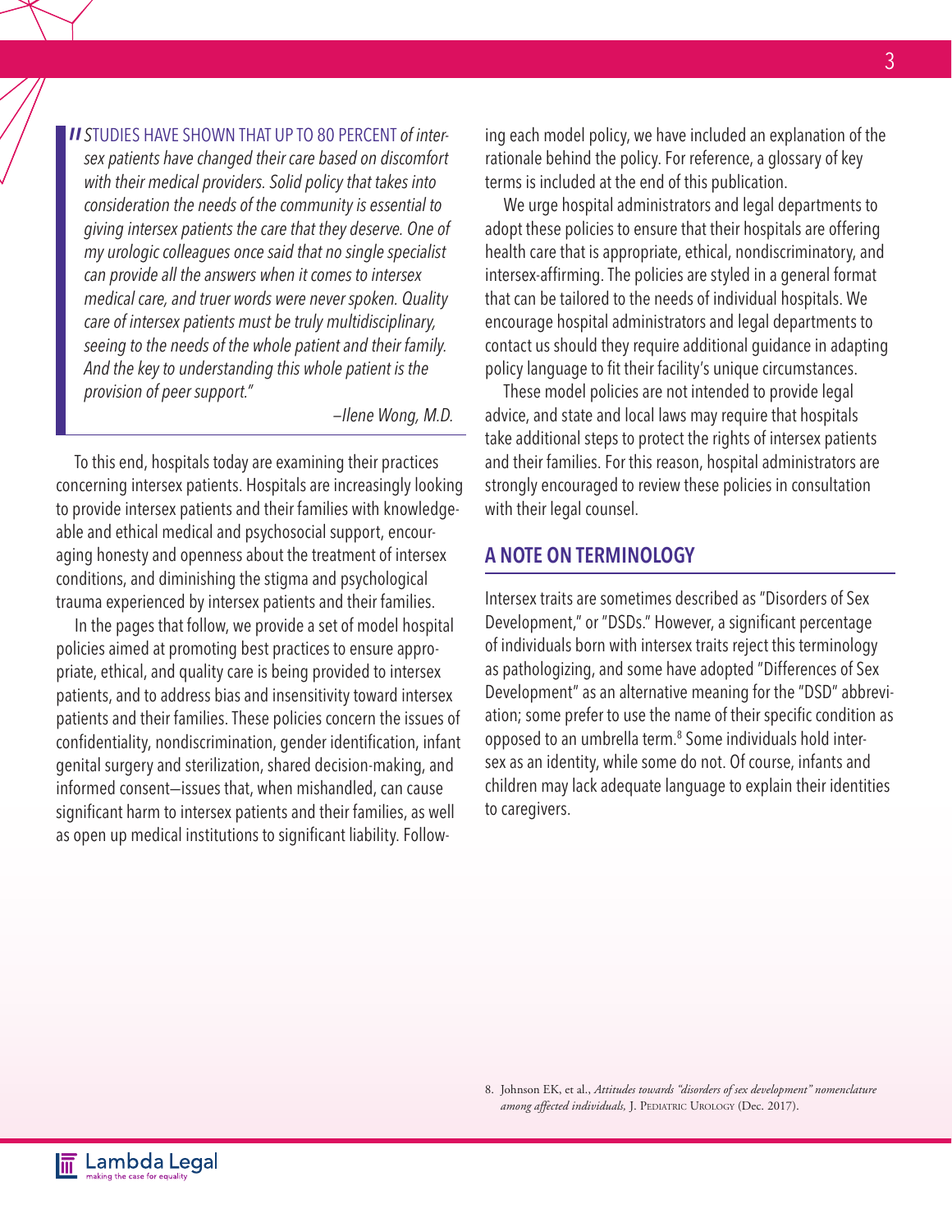> "STUDIES HAVE SHOWN THAT UP TO 80 PERCENT *of intersex patients have changed their care based on discomfort with their medical providers. Solid policy that takes into consideration the needs of the community is essential to giving intersex patients the care that they deserve. One of my urologic colleagues once said that no single specialist can provide all the answers when it comes to intersex medical care, and truer words were never spoken. Quality care of intersex patients must be truly multidisciplinary, seeing to the needs of the whole patient and their family. And the key to understanding this whole patient is the provision of peer support."*
>
> *—Ilene Wong, M.D.*

To this end, hospitals today are examining their practices concerning intersex patients. Hospitals are increasingly looking to provide intersex patients and their families with knowledgeable and ethical medical and psychosocial support, encouraging honesty and openness about the treatment of intersex conditions, and diminishing the stigma and psychological trauma experienced by intersex patients and their families.

In the pages that follow, we provide a set of model hospital policies aimed at promoting best practices to ensure appropriate, ethical, and quality care is being provided to intersex patients, and to address bias and insensitivity toward intersex patients and their families. These policies concern the issues of confidentiality, nondiscrimination, gender identification, infant genital surgery and sterilization, shared decision-making, and informed consent—issues that, when mishandled, can cause significant harm to intersex patients and their families, as well as open up medical institutions to significant liability. Following each model policy, we have included an explanation of the rationale behind the policy. For reference, a glossary of key terms is included at the end of this publication.

We urge hospital administrators and legal departments to adopt these policies to ensure that their hospitals are offering health care that is appropriate, ethical, nondiscriminatory, and intersex-affirming. The policies are styled in a general format that can be tailored to the needs of individual hospitals. We encourage hospital administrators and legal departments to contact us should they require additional guidance in adapting policy language to fit their facility's unique circumstances.

These model policies are not intended to provide legal advice, and state and local laws may require that hospitals take additional steps to protect the rights of intersex patients and their families. For this reason, hospital administrators are strongly encouraged to review these policies in consultation with their legal counsel.

## A NOTE ON TERMINOLOGY

Intersex traits are sometimes described as "Disorders of Sex Development," or "DSDs." However, a significant percentage of individuals born with intersex traits reject this terminology as pathologizing, and some have adopted "Differences of Sex Development" as an alternative meaning for the "DSD" abbreviation; some prefer to use the name of their specific condition as opposed to an umbrella term.[8] Some individuals hold intersex as an identity, while some do not. Of course, infants and children may lack adequate language to explain their identities to caregivers.

8. Johnson EK, et al., *Attitudes towards "disorders of sex development" nomenclature among affected individuals,* J. Pediatric Urology (Dec. 2017).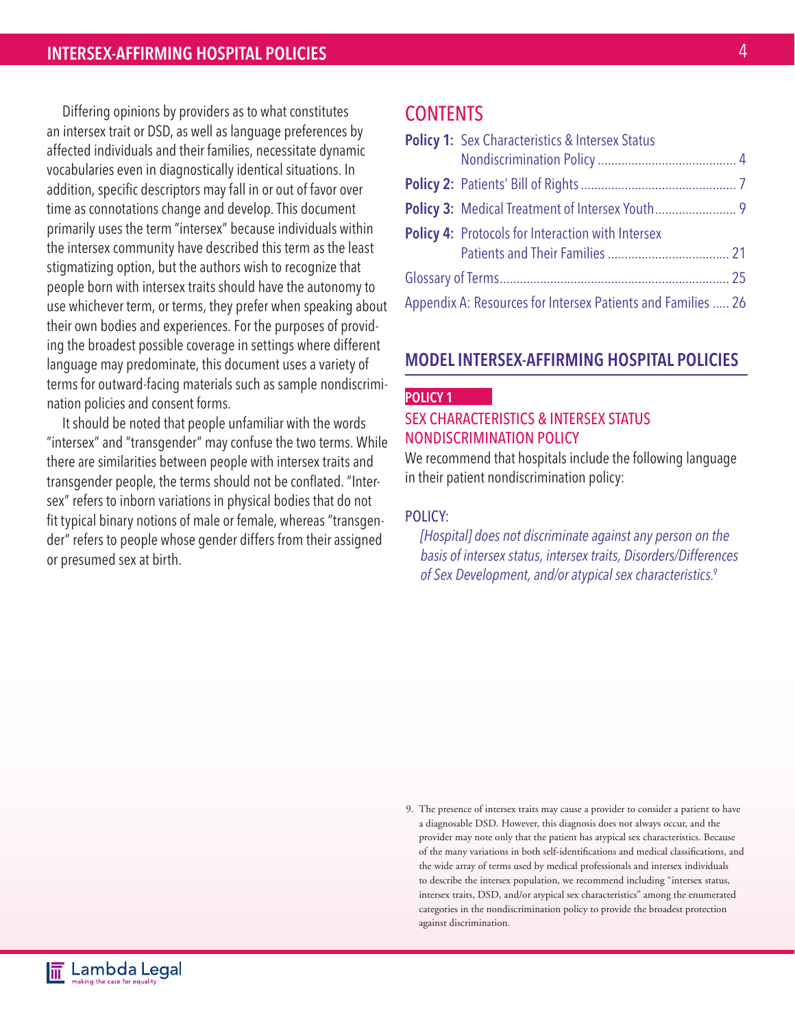Differing opinions by providers as to what constitutes an intersex trait or DSD, as well as language preferences by affected individuals and their families, necessitate dynamic vocabularies even in diagnostically identical situations. In addition, specific descriptors may fall in or out of favor over time as connotations change and develop. This document primarily uses the term "intersex" because individuals within the intersex community have described this term as the least stigmatizing option, but the authors wish to recognize that people born with intersex traits should have the autonomy to use whichever term, or terms, they prefer when speaking about their own bodies and experiences. For the purposes of providing the broadest possible coverage in settings where different language may predominate, this document uses a variety of terms for outward-facing materials such as sample nondiscrimination policies and consent forms.

It should be noted that people unfamiliar with the words "intersex" and "transgender" may confuse the two terms. While there are similarities between people with intersex traits and transgender people, the terms should not be conflated. "Intersex" refers to inborn variations in physical bodies that do not fit typical binary notions of male or female, whereas "transgender" refers to people whose gender differs from their assigned or presumed sex at birth.

## CONTENTS

**Policy 1:** Sex Characteristics & Intersex Status Nondiscrimination Policy ........ 4

**Policy 2:** Patients' Bill of Rights ........ 7

**Policy 3:** Medical Treatment of Intersex Youth ........ 9

**Policy 4:** Protocols for Interaction with Intersex Patients and Their Families ........ 21

Glossary of Terms ........ 25

Appendix A: Resources for Intersex Patients and Families ........ 26

## MODEL INTERSEX-AFFIRMING HOSPITAL POLICIES

**POLICY 1**

### SEX CHARACTERISTICS & INTERSEX STATUS NONDISCRIMINATION POLICY

We recommend that hospitals include the following language in their patient nondiscrimination policy:

POLICY:

*[Hospital] does not discriminate against any person on the basis of intersex status, intersex traits, Disorders/Differences of Sex Development, and/or atypical sex characteristics.*[9]

9. The presence of intersex traits may cause a provider to consider a patient to have a diagnosable DSD. However, this diagnosis does not always occur, and the provider may note only that the patient has atypical sex characteristics. Because of the many variations in both self-identifications and medical classifications, and the wide array of terms used by medical professionals and intersex individuals to describe the intersex population, we recommend including "intersex status, intersex traits, DSD, and/or atypical sex characteristics" among the enumerated categories in the nondiscrimination policy to provide the broadest protection against discrimination.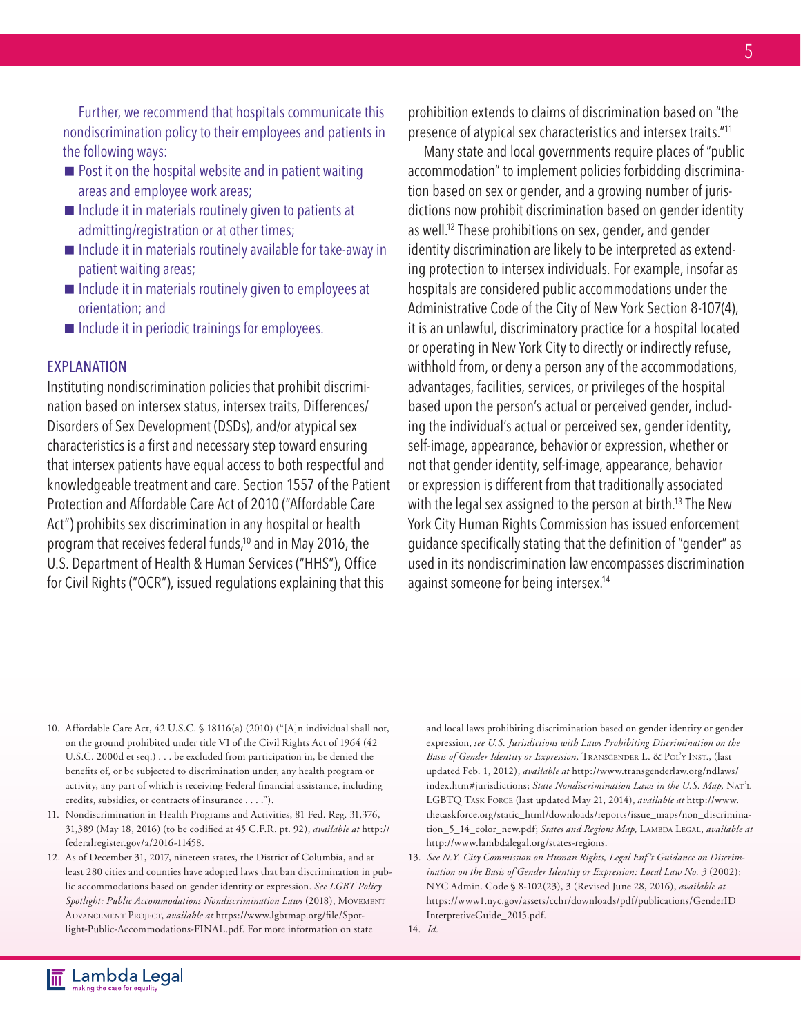Further, we recommend that hospitals communicate this nondiscrimination policy to their employees and patients in the following ways:

- Post it on the hospital website and in patient waiting areas and employee work areas;
- Include it in materials routinely given to patients at admitting/registration or at other times;
- Include it in materials routinely available for take-away in patient waiting areas;
- Include it in materials routinely given to employees at orientation; and
- Include it in periodic trainings for employees.

## EXPLANATION

Instituting nondiscrimination policies that prohibit discrimination based on intersex status, intersex traits, Differences/Disorders of Sex Development (DSDs), and/or atypical sex characteristics is a first and necessary step toward ensuring that intersex patients have equal access to both respectful and knowledgeable treatment and care. Section 1557 of the Patient Protection and Affordable Care Act of 2010 ("Affordable Care Act") prohibits sex discrimination in any hospital or health program that receives federal funds,[10] and in May 2016, the U.S. Department of Health & Human Services ("HHS"), Office for Civil Rights ("OCR"), issued regulations explaining that this prohibition extends to claims of discrimination based on "the presence of atypical sex characteristics and intersex traits."[11]

Many state and local governments require places of "public accommodation" to implement policies forbidding discrimination based on sex or gender, and a growing number of jurisdictions now prohibit discrimination based on gender identity as well.[12] These prohibitions on sex, gender, and gender identity discrimination are likely to be interpreted as extending protection to intersex individuals. For example, insofar as hospitals are considered public accommodations under the Administrative Code of the City of New York Section 8-107(4), it is an unlawful, discriminatory practice for a hospital located or operating in New York City to directly or indirectly refuse, withhold from, or deny a person any of the accommodations, advantages, facilities, services, or privileges of the hospital based upon the person's actual or perceived gender, including the individual's actual or perceived sex, gender identity, self-image, appearance, behavior or expression, whether or not that gender identity, self-image, appearance, behavior or expression is different from that traditionally associated with the legal sex assigned to the person at birth.[13] The New York City Human Rights Commission has issued enforcement guidance specifically stating that the definition of "gender" as used in its nondiscrimination law encompasses discrimination against someone for being intersex.[14]

---

10. Affordable Care Act, 42 U.S.C. § 18116(a) (2010) ("[A]n individual shall not, on the ground prohibited under title VI of the Civil Rights Act of 1964 (42 U.S.C. 2000d et seq.) . . . be excluded from participation in, be denied the benefits of, or be subjected to discrimination under, any health program or activity, any part of which is receiving Federal financial assistance, including credits, subsidies, or contracts of insurance . . . .").

11. Nondiscrimination in Health Programs and Activities, 81 Fed. Reg. 31,376, 31,389 (May 18, 2016) (to be codified at 45 C.F.R. pt. 92), *available at* http://federalregister.gov/a/2016-11458.

12. As of December 31, 2017, nineteen states, the District of Columbia, and at least 280 cities and counties have adopted laws that ban discrimination in public accommodations based on gender identity or expression. *See LGBT Policy Spotlight: Public Accommodations Nondiscrimination Laws* (2018), Movement Advancement Project, *available at* https://www.lgbtmap.org/file/Spotlight-Public-Accommodations-FINAL.pdf. For more information on state and local laws prohibiting discrimination based on gender identity or gender expression, *see U.S. Jurisdictions with Laws Prohibiting Discrimination on the Basis of Gender Identity or Expression,* Transgender L. & Pol'y Inst., (last updated Feb. 1, 2012), *available at* http://www.transgenderlaw.org/ndlaws/index.htm#jurisdictions; *State Nondiscrimination Laws in the U.S. Map,* Nat'l LGBTQ Task Force (last updated May 21, 2014), *available at* http://www.thetaskforce.org/static_html/downloads/reports/issue_maps/non_discrimination_5_14_color_new.pdf; *States and Regions Map,* Lambda Legal, *available at* http://www.lambdalegal.org/states-regions.

13. *See N.Y. City Commission on Human Rights, Legal Enf't Guidance on Discrimination on the Basis of Gender Identity or Expression: Local Law No. 3* (2002); NYC Admin. Code § 8-102(23), 3 (Revised June 28, 2016), *available at* https://www1.nyc.gov/assets/cchr/downloads/pdf/publications/GenderID_InterpretiveGuide_2015.pdf.

14. *Id.*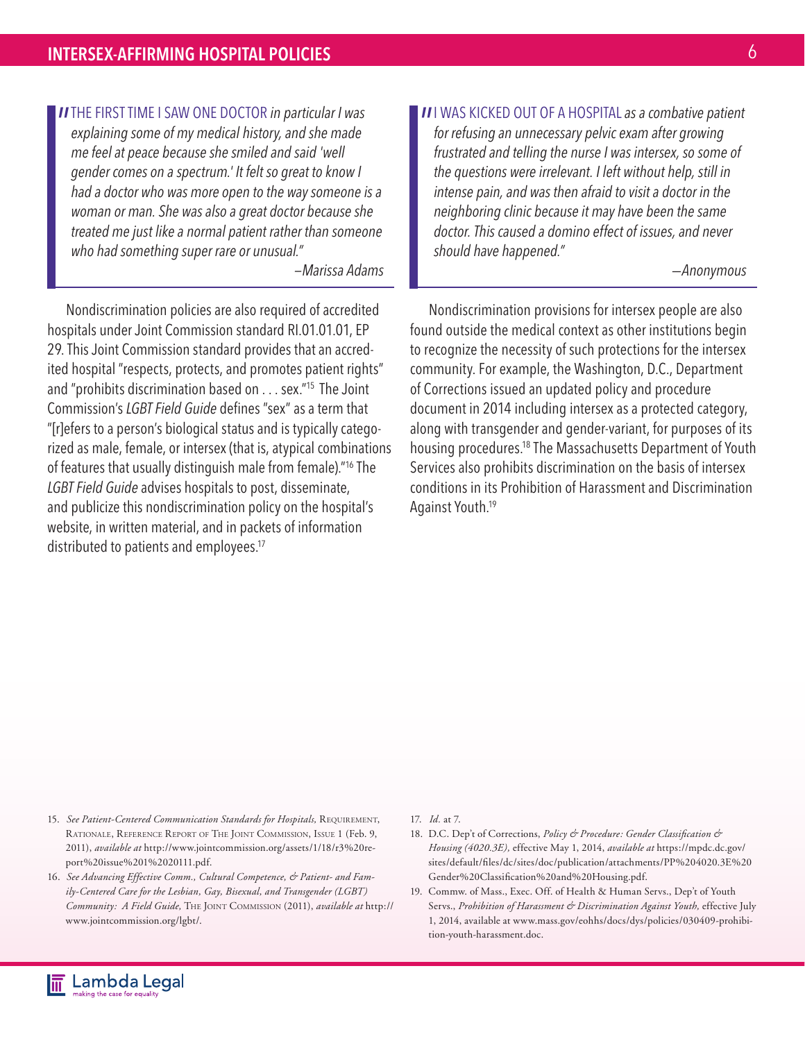> "THE FIRST TIME I SAW ONE DOCTOR *in particular I was explaining some of my medical history, and she made me feel at peace because she smiled and said 'well gender comes on a spectrum.' It felt so great to know I had a doctor who was more open to the way someone is a woman or man. She was also a great doctor because she treated me just like a normal patient rather than someone who had something super rare or unusual."*
>
> *—Marissa Adams*

Nondiscrimination policies are also required of accredited hospitals under Joint Commission standard RI.01.01.01, EP 29. This Joint Commission standard provides that an accredited hospital "respects, protects, and promotes patient rights" and "prohibits discrimination based on . . . sex."[15] The Joint Commission's *LGBT Field Guide* defines "sex" as a term that "[r]efers to a person's biological status and is typically categorized as male, female, or intersex (that is, atypical combinations of features that usually distinguish male from female)."[16] The *LGBT Field Guide* advises hospitals to post, disseminate, and publicize this nondiscrimination policy on the hospital's website, in written material, and in packets of information distributed to patients and employees.[17]

> "I WAS KICKED OUT OF A HOSPITAL *as a combative patient for refusing an unnecessary pelvic exam after growing frustrated and telling the nurse I was intersex, so some of the questions were irrelevant. I left without help, still in intense pain, and was then afraid to visit a doctor in the neighboring clinic because it may have been the same doctor. This caused a domino effect of issues, and never should have happened."*
>
> *—Anonymous*

Nondiscrimination provisions for intersex people are also found outside the medical context as other institutions begin to recognize the necessity of such protections for the intersex community. For example, the Washington, D.C., Department of Corrections issued an updated policy and procedure document in 2014 including intersex as a protected category, along with transgender and gender-variant, for purposes of its housing procedures.[18] The Massachusetts Department of Youth Services also prohibits discrimination on the basis of intersex conditions in its Prohibition of Harassment and Discrimination Against Youth.[19]

---

15. *See Patient-Centered Communication Standards for Hospitals,* Requirement, Rationale, Reference Report of The Joint Commission, Issue 1 (Feb. 9, 2011), *available at* http://www.jointcommission.org/assets/1/18/r3%20report%20issue%201%2020111.pdf.
16. *See Advancing Effective Comm., Cultural Competence, & Patient- and Family-Centered Care for the Lesbian, Gay, Bisexual, and Transgender (LGBT) Community: A Field Guide,* The Joint Commission (2011), *available at* http://www.jointcommission.org/lgbt/.
17. *Id.* at 7.
18. D.C. Dep't of Corrections, *Policy & Procedure: Gender Classification & Housing (4020.3E),* effective May 1, 2014, *available at* https://mpdc.dc.gov/sites/default/files/dc/sites/doc/publication/attachments/PP%204020.3E%20Gender%20Classification%20and%20Housing.pdf.
19. Commw. of Mass., Exec. Off. of Health & Human Servs., Dep't of Youth Servs., *Prohibition of Harassment & Discrimination Against Youth,* effective July 1, 2014, available at www.mass.gov/eohhs/docs/dys/policies/030409-prohibition-youth-harassment.doc.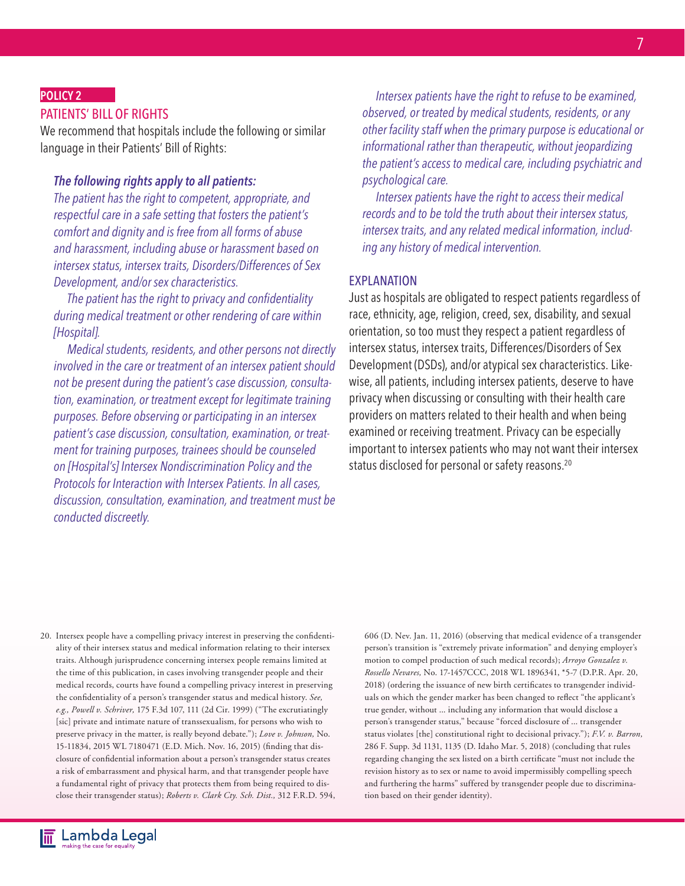**POLICY 2**

## PATIENTS' BILL OF RIGHTS

We recommend that hospitals include the following or similar language in their Patients' Bill of Rights:

> ***The following rights apply to all patients:***
>
> *The patient has the right to competent, appropriate, and respectful care in a safe setting that fosters the patient's comfort and dignity and is free from all forms of abuse and harassment, including abuse or harassment based on intersex status, intersex traits, Disorders/Differences of Sex Development, and/or sex characteristics.*
>
> *The patient has the right to privacy and confidentiality during medical treatment or other rendering of care within [Hospital].*
>
> *Medical students, residents, and other persons not directly involved in the care or treatment of an intersex patient should not be present during the patient's case discussion, consultation, examination, or treatment except for legitimate training purposes. Before observing or participating in an intersex patient's case discussion, consultation, examination, or treatment for training purposes, trainees should be counseled on [Hospital's] Intersex Nondiscrimination Policy and the Protocols for Interaction with Intersex Patients. In all cases, discussion, consultation, examination, and treatment must be conducted discreetly.*
>
> *Intersex patients have the right to refuse to be examined, observed, or treated by medical students, residents, or any other facility staff when the primary purpose is educational or informational rather than therapeutic, without jeopardizing the patient's access to medical care, including psychiatric and psychological care.*
>
> *Intersex patients have the right to access their medical records and to be told the truth about their intersex status, intersex traits, and any related medical information, including any history of medical intervention.*

### EXPLANATION

Just as hospitals are obligated to respect patients regardless of race, ethnicity, age, religion, creed, sex, disability, and sexual orientation, so too must they respect a patient regardless of intersex status, intersex traits, Differences/Disorders of Sex Development (DSDs), and/or atypical sex characteristics. Likewise, all patients, including intersex patients, deserve to have privacy when discussing or consulting with their health care providers on matters related to their health and when being examined or receiving treatment. Privacy can be especially important to intersex patients who may not want their intersex status disclosed for personal or safety reasons.[20]

---

20. Intersex people have a compelling privacy interest in preserving the confidentiality of their intersex status and medical information relating to their intersex traits. Although jurisprudence concerning intersex people remains limited at the time of this publication, in cases involving transgender people and their medical records, courts have found a compelling privacy interest in preserving the confidentiality of a person's transgender status and medical history. *See, e.g., Powell v. Schriver,* 175 F.3d 107, 111 (2d Cir. 1999) ("The excrutiatingly [sic] private and intimate nature of transsexualism, for persons who wish to preserve privacy in the matter, is really beyond debate."); *Love v. Johnson,* No. 15-11834, 2015 WL 7180471 (E.D. Mich. Nov. 16, 2015) (finding that disclosure of confidential information about a person's transgender status creates a risk of embarrassment and physical harm, and that transgender people have a fundamental right of privacy that protects them from being required to disclose their transgender status); *Roberts v. Clark Cty. Sch. Dist.,* 312 F.R.D. 594, 606 (D. Nev. Jan. 11, 2016) (observing that medical evidence of a transgender person's transition is "extremely private information" and denying employer's motion to compel production of such medical records); *Arroyo Gonzalez v. Rossello Nevares,* No. 17-1457CCC, 2018 WL 1896341, *5-7 (D.P.R. Apr. 20, 2018) (ordering the issuance of new birth certificates to transgender individuals on which the gender marker has been changed to reflect "the applicant's true gender, without ... including any information that would disclose a person's transgender status," because "forced disclosure of ... transgender status violates [the] constitutional right to decisional privacy."); *F.V. v. Barron*, 286 F. Supp. 3d 1131, 1135 (D. Idaho Mar. 5, 2018) (concluding that rules regarding changing the sex listed on a birth certificate "must not include the revision history as to sex or name to avoid impermissibly compelling speech and furthering the harms" suffered by transgender people due to discrimination based on their gender identity).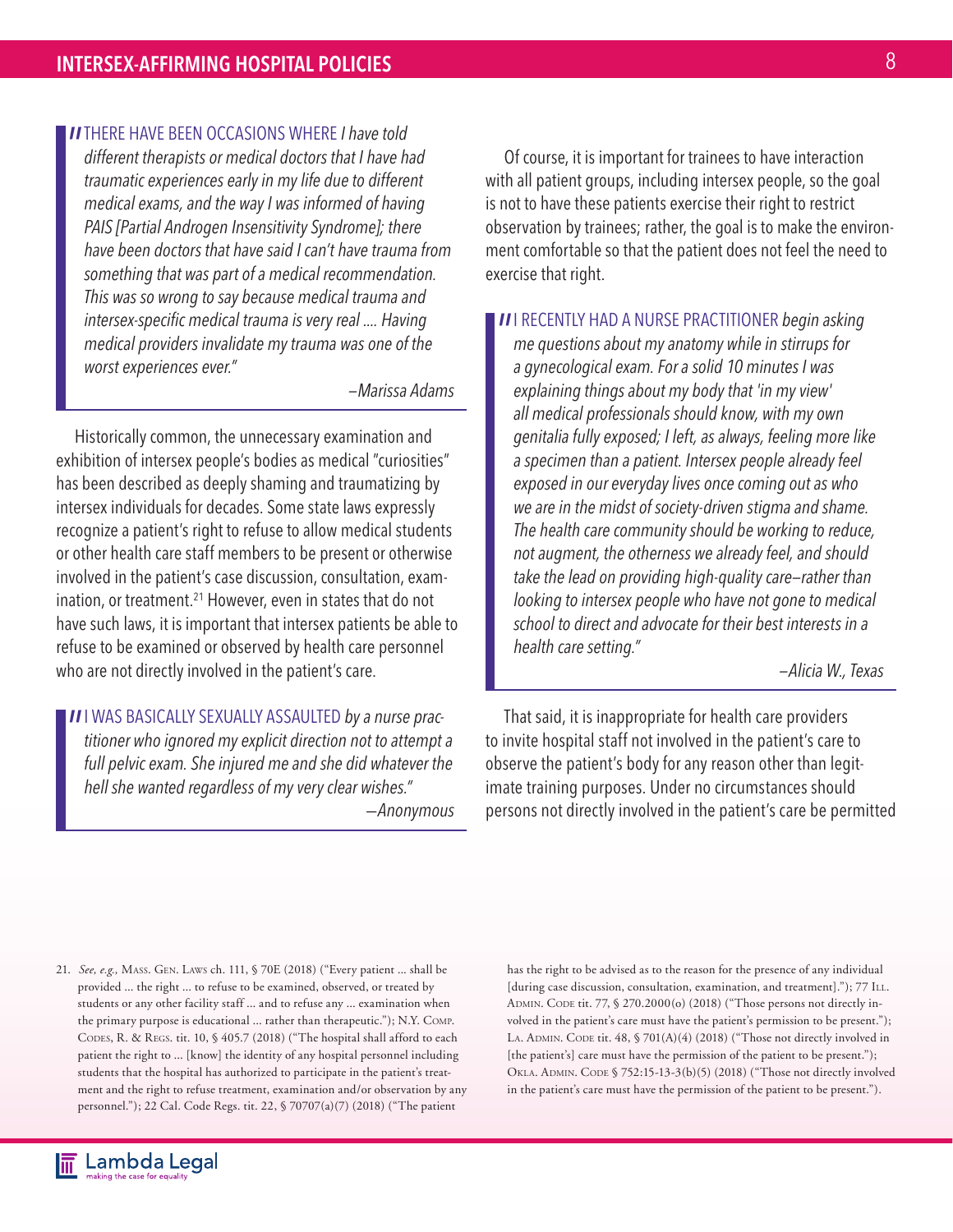> "THERE HAVE BEEN OCCASIONS WHERE *I have told different therapists or medical doctors that I have had traumatic experiences early in my life due to different medical exams, and the way I was informed of having PAIS [Partial Androgen Insensitivity Syndrome]; there have been doctors that have said I can't have trauma from something that was part of a medical recommendation. This was so wrong to say because medical trauma and intersex-specific medical trauma is very real .... Having medical providers invalidate my trauma was one of the worst experiences ever."*
>
> —Marissa Adams

Historically common, the unnecessary examination and exhibition of intersex people's bodies as medical "curiosities" has been described as deeply shaming and traumatizing by intersex individuals for decades. Some state laws expressly recognize a patient's right to refuse to allow medical students or other health care staff members to be present or otherwise involved in the patient's case discussion, consultation, examination, or treatment.[21] However, even in states that do not have such laws, it is important that intersex patients be able to refuse to be examined or observed by health care personnel who are not directly involved in the patient's care.

> "I WAS BASICALLY SEXUALLY ASSAULTED *by a nurse practitioner who ignored my explicit direction not to attempt a full pelvic exam. She injured me and she did whatever the hell she wanted regardless of my very clear wishes."*
>
> —Anonymous

Of course, it is important for trainees to have interaction with all patient groups, including intersex people, so the goal is not to have these patients exercise their right to restrict observation by trainees; rather, the goal is to make the environment comfortable so that the patient does not feel the need to exercise that right.

> "I RECENTLY HAD A NURSE PRACTITIONER *begin asking me questions about my anatomy while in stirrups for a gynecological exam. For a solid 10 minutes I was explaining things about my body that 'in my view' all medical professionals should know, with my own genitalia fully exposed; I left, as always, feeling more like a specimen than a patient. Intersex people already feel exposed in our everyday lives once coming out as who we are in the midst of society-driven stigma and shame. The health care community should be working to reduce, not augment, the otherness we already feel, and should take the lead on providing high-quality care—rather than looking to intersex people who have not gone to medical school to direct and advocate for their best interests in a health care setting."*
>
> —Alicia W., Texas

That said, it is inappropriate for health care providers to invite hospital staff not involved in the patient's care to observe the patient's body for any reason other than legitimate training purposes. Under no circumstances should persons not directly involved in the patient's care be permitted

---

21. *See, e.g.,* Mass. Gen. Laws ch. 111, § 70E (2018) ("Every patient ... shall be provided ... the right ... to refuse to be examined, observed, or treated by students or any other facility staff ... and to refuse any ... examination when the primary purpose is educational ... rather than therapeutic."); N.Y. Comp. Codes, R. & Regs. tit. 10, § 405.7 (2018) ("The hospital shall afford to each patient the right to ... [know] the identity of any hospital personnel including students that the hospital has authorized to participate in the patient's treatment and the right to refuse treatment, examination and/or observation by any personnel."); 22 Cal. Code Regs. tit. 22, § 70707(a)(7) (2018) ("The patient has the right to be advised as to the reason for the presence of any individual [during case discussion, consultation, examination, and treatment]."); 77 Ill. Admin. Code tit. 77, § 270.2000(o) (2018) ("Those persons not directly involved in the patient's care must have the patient's permission to be present."); La. Admin. Code tit. 48, § 701(A)(4) (2018) ("Those not directly involved in [the patient's] care must have the permission of the patient to be present."); Okla. Admin. Code § 752:15-13-3(b)(5) (2018) ("Those not directly involved in the patient's care must have the permission of the patient to be present.").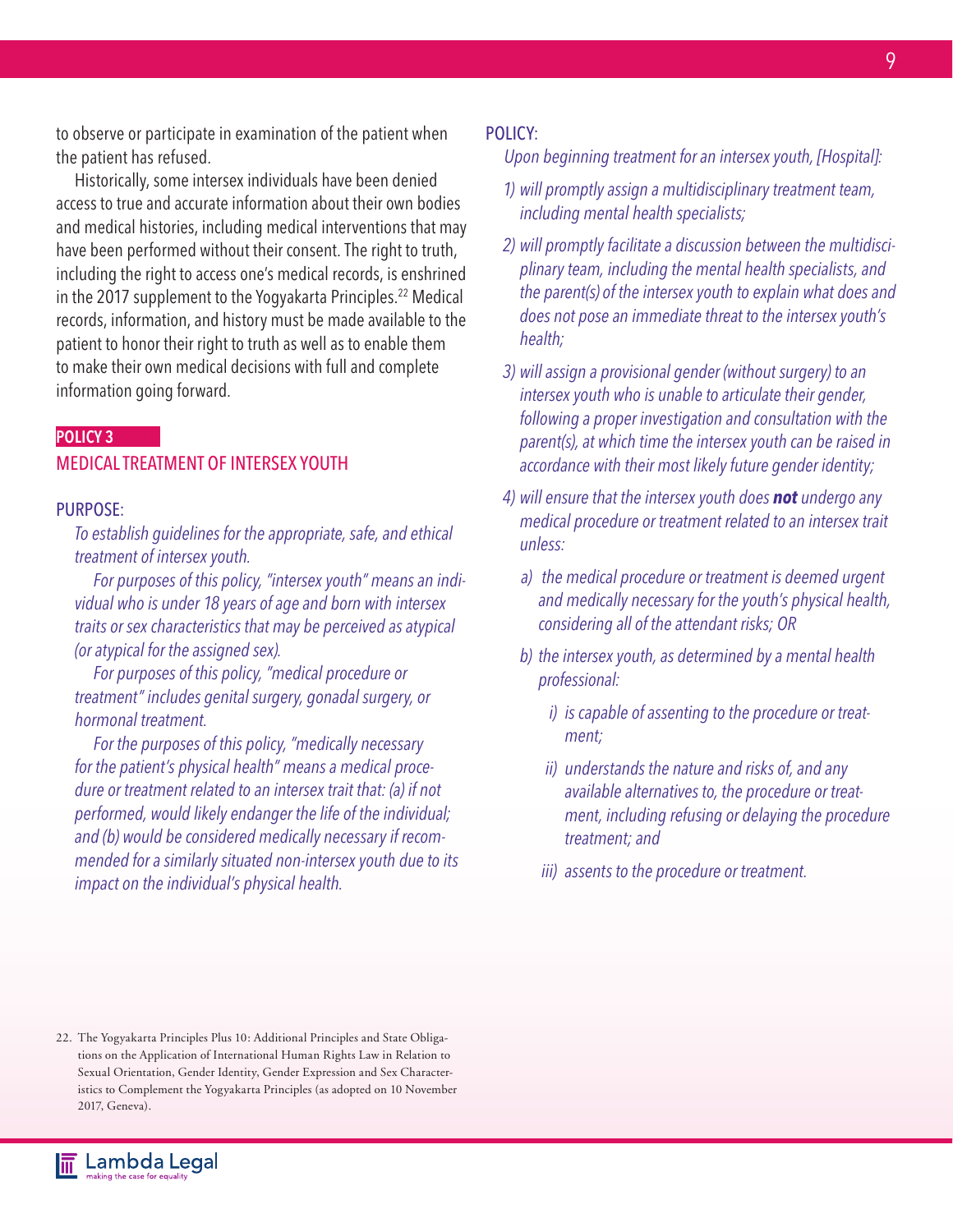to observe or participate in examination of the patient when the patient has refused.

Historically, some intersex individuals have been denied access to true and accurate information about their own bodies and medical histories, including medical interventions that may have been performed without their consent. The right to truth, including the right to access one's medical records, is enshrined in the 2017 supplement to the Yogyakarta Principles.[22] Medical records, information, and history must be made available to the patient to honor their right to truth as well as to enable them to make their own medical decisions with full and complete information going forward.

## POLICY 3

## MEDICAL TREATMENT OF INTERSEX YOUTH

### PURPOSE:

*To establish guidelines for the appropriate, safe, and ethical treatment of intersex youth.*

*For purposes of this policy, "intersex youth" means an individual who is under 18 years of age and born with intersex traits or sex characteristics that may be perceived as atypical (or atypical for the assigned sex).*

*For purposes of this policy, "medical procedure or treatment" includes genital surgery, gonadal surgery, or hormonal treatment.*

*For the purposes of this policy, "medically necessary for the patient's physical health" means a medical procedure or treatment related to an intersex trait that: (a) if not performed, would likely endanger the life of the individual; and (b) would be considered medically necessary if recommended for a similarly situated non-intersex youth due to its impact on the individual's physical health.*

### POLICY:

*Upon beginning treatment for an intersex youth, [Hospital]:*

1) *will promptly assign a multidisciplinary treatment team, including mental health specialists;*
2) *will promptly facilitate a discussion between the multidisciplinary team, including the mental health specialists, and the parent(s) of the intersex youth to explain what does and does not pose an immediate threat to the intersex youth's health;*
3) *will assign a provisional gender (without surgery) to an intersex youth who is unable to articulate their gender, following a proper investigation and consultation with the parent(s), at which time the intersex youth can be raised in accordance with their most likely future gender identity;*
4) *will ensure that the intersex youth does **not** undergo any medical procedure or treatment related to an intersex trait unless:*
   a) *the medical procedure or treatment is deemed urgent and medically necessary for the youth's physical health, considering all of the attendant risks; OR*
   b) *the intersex youth, as determined by a mental health professional:*
      i) *is capable of assenting to the procedure or treatment;*
      ii) *understands the nature and risks of, and any available alternatives to, the procedure or treatment, including refusing or delaying the procedure treatment; and*
      iii) *assents to the procedure or treatment.*

22. The Yogyakarta Principles Plus 10: Additional Principles and State Obligations on the Application of International Human Rights Law in Relation to Sexual Orientation, Gender Identity, Gender Expression and Sex Characteristics to Complement the Yogyakarta Principles (as adopted on 10 November 2017, Geneva).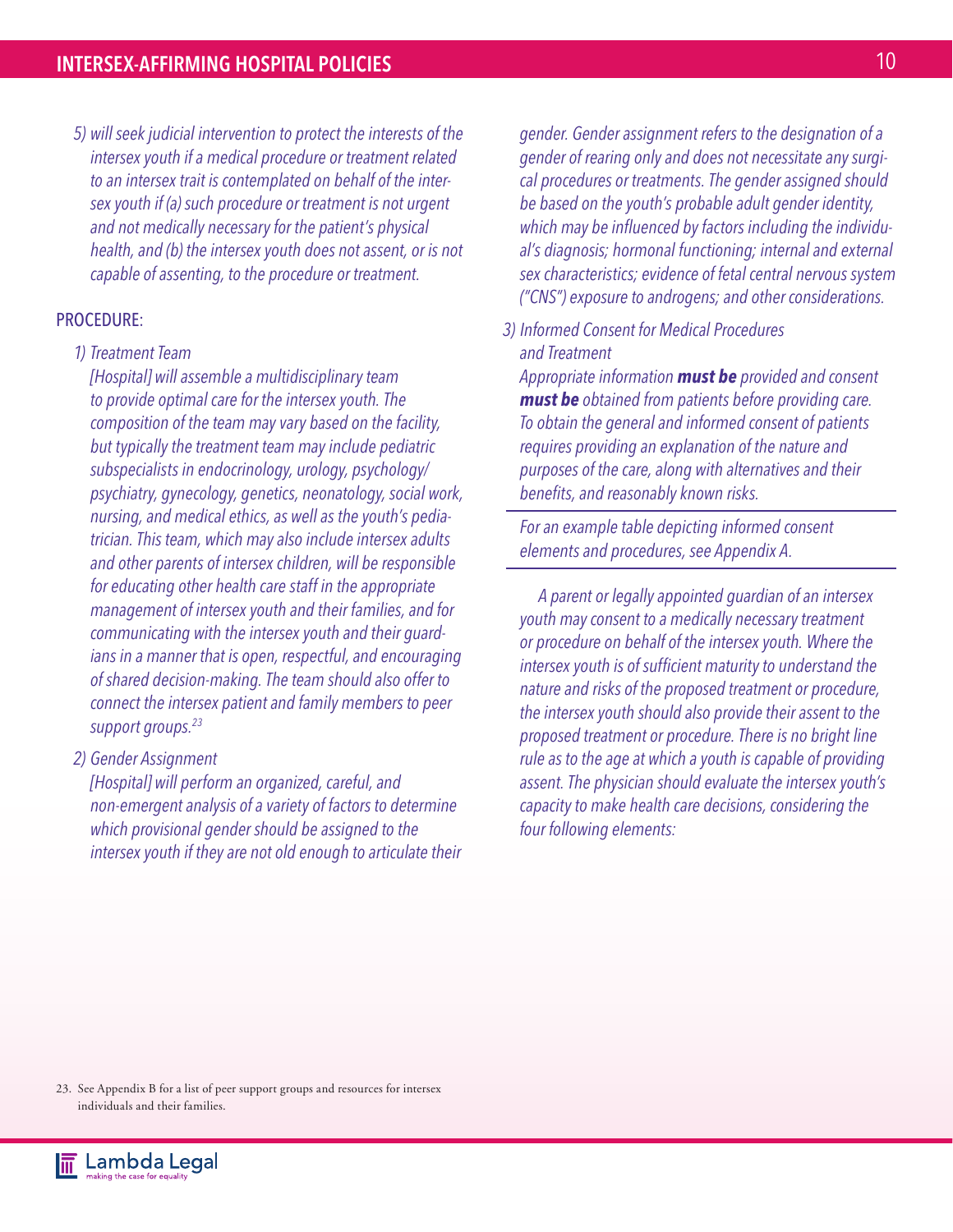*5) will seek judicial intervention to protect the interests of the intersex youth if a medical procedure or treatment related to an intersex trait is contemplated on behalf of the intersex youth if (a) such procedure or treatment is not urgent and not medically necessary for the patient's physical health, and (b) the intersex youth does not assent, or is not capable of assenting, to the procedure or treatment.*

## PROCEDURE:

*1) Treatment Team*

*[Hospital] will assemble a multidisciplinary team to provide optimal care for the intersex youth. The composition of the team may vary based on the facility, but typically the treatment team may include pediatric subspecialists in endocrinology, urology, psychology/psychiatry, gynecology, genetics, neonatology, social work, nursing, and medical ethics, as well as the youth's pediatrician. This team, which may also include intersex adults and other parents of intersex children, will be responsible for educating other health care staff in the appropriate management of intersex youth and their families, and for communicating with the intersex youth and their guardians in a manner that is open, respectful, and encouraging of shared decision-making. The team should also offer to connect the intersex patient and family members to peer support groups.*[23]

*2) Gender Assignment*

*[Hospital] will perform an organized, careful, and non-emergent analysis of a variety of factors to determine which provisional gender should be assigned to the intersex youth if they are not old enough to articulate their gender. Gender assignment refers to the designation of a gender of rearing only and does not necessitate any surgical procedures or treatments. The gender assigned should be based on the youth's probable adult gender identity, which may be influenced by factors including the individual's diagnosis; hormonal functioning; internal and external sex characteristics; evidence of fetal central nervous system ("CNS") exposure to androgens; and other considerations.*

*3) Informed Consent for Medical Procedures and Treatment*

*Appropriate information* ***must be*** *provided and consent* ***must be*** *obtained from patients before providing care. To obtain the general and informed consent of patients requires providing an explanation of the nature and purposes of the care, along with alternatives and their benefits, and reasonably known risks.*

*For an example table depicting informed consent elements and procedures, see Appendix A.*

*A parent or legally appointed guardian of an intersex youth may consent to a medically necessary treatment or procedure on behalf of the intersex youth. Where the intersex youth is of sufficient maturity to understand the nature and risks of the proposed treatment or procedure, the intersex youth should also provide their assent to the proposed treatment or procedure. There is no bright line rule as to the age at which a youth is capable of providing assent. The physician should evaluate the intersex youth's capacity to make health care decisions, considering the four following elements:*

23. See Appendix B for a list of peer support groups and resources for intersex individuals and their families.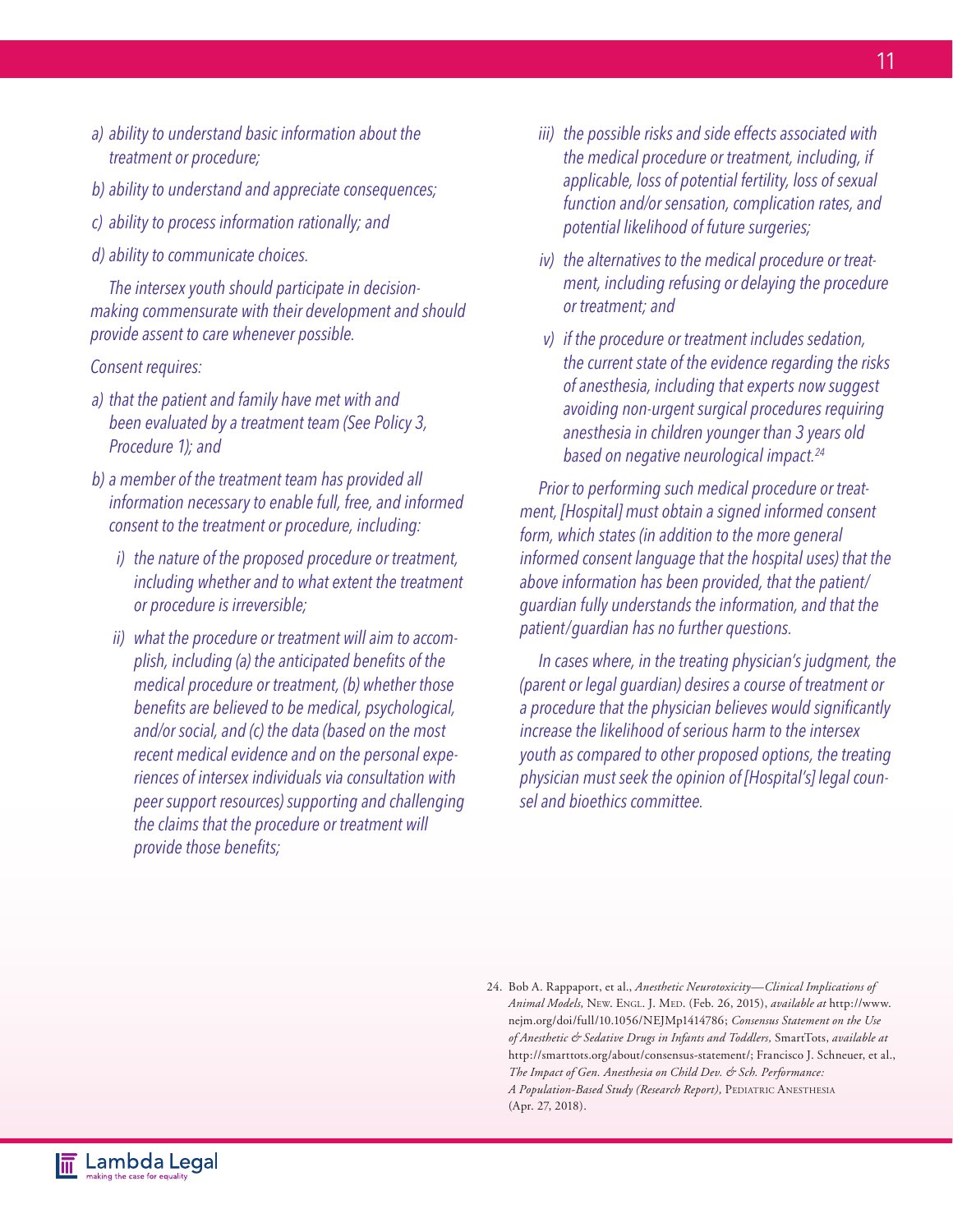*a) ability to understand basic information about the treatment or procedure;*

*b) ability to understand and appreciate consequences;*

*c) ability to process information rationally; and*

*d) ability to communicate choices.*

*The intersex youth should participate in decision-making commensurate with their development and should provide assent to care whenever possible.*

*Consent requires:*

*a) that the patient and family have met with and been evaluated by a treatment team (See Policy 3, Procedure 1); and*

*b) a member of the treatment team has provided all information necessary to enable full, free, and informed consent to the treatment or procedure, including:*

*i) the nature of the proposed procedure or treatment, including whether and to what extent the treatment or procedure is irreversible;*

*ii) what the procedure or treatment will aim to accomplish, including (a) the anticipated benefits of the medical procedure or treatment, (b) whether those benefits are believed to be medical, psychological, and/or social, and (c) the data (based on the most recent medical evidence and on the personal experiences of intersex individuals via consultation with peer support resources) supporting and challenging the claims that the procedure or treatment will provide those benefits;*

*iii) the possible risks and side effects associated with the medical procedure or treatment, including, if applicable, loss of potential fertility, loss of sexual function and/or sensation, complication rates, and potential likelihood of future surgeries;*

*iv) the alternatives to the medical procedure or treatment, including refusing or delaying the procedure or treatment; and*

*v) if the procedure or treatment includes sedation, the current state of the evidence regarding the risks of anesthesia, including that experts now suggest avoiding non-urgent surgical procedures requiring anesthesia in children younger than 3 years old based on negative neurological impact.*[24]

*Prior to performing such medical procedure or treatment, [Hospital] must obtain a signed informed consent form, which states (in addition to the more general informed consent language that the hospital uses) that the above information has been provided, that the patient/guardian fully understands the information, and that the patient/guardian has no further questions.*

*In cases where, in the treating physician's judgment, the (parent or legal guardian) desires a course of treatment or a procedure that the physician believes would significantly increase the likelihood of serious harm to the intersex youth as compared to other proposed options, the treating physician must seek the opinion of [Hospital's] legal counsel and bioethics committee.*

24. Bob A. Rappaport, et al., *Anesthetic Neurotoxicity—Clinical Implications of Animal Models,* New. Engl. J. Med. (Feb. 26, 2015), *available at* http://www.nejm.org/doi/full/10.1056/NEJMp1414786; *Consensus Statement on the Use of Anesthetic & Sedative Drugs in Infants and Toddlers,* SmartTots, *available at* http://smarttots.org/about/consensus-statement/; Francisco J. Schneuer, et al., *The Impact of Gen. Anesthesia on Child Dev. & Sch. Performance: A Population-Based Study (Research Report),* Pediatric Anesthesia (Apr. 27, 2018).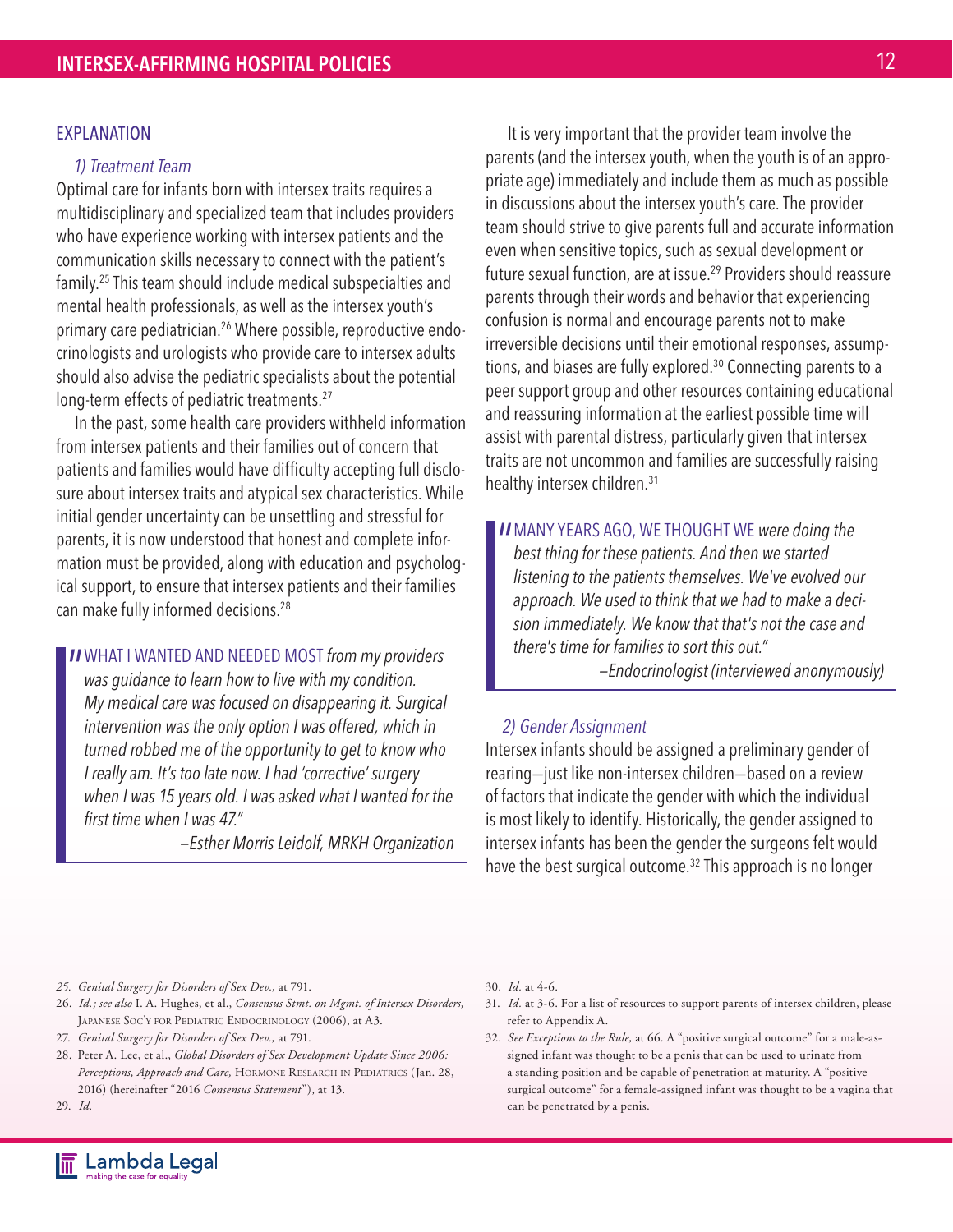## EXPLANATION

*1) Treatment Team*

Optimal care for infants born with intersex traits requires a multidisciplinary and specialized team that includes providers who have experience working with intersex patients and the communication skills necessary to connect with the patient's family.[25] This team should include medical subspecialties and mental health professionals, as well as the intersex youth's primary care pediatrician.[26] Where possible, reproductive endocrinologists and urologists who provide care to intersex adults should also advise the pediatric specialists about the potential long-term effects of pediatric treatments.[27]

In the past, some health care providers withheld information from intersex patients and their families out of concern that patients and families would have difficulty accepting full disclosure about intersex traits and atypical sex characteristics. While initial gender uncertainty can be unsettling and stressful for parents, it is now understood that honest and complete information must be provided, along with education and psychological support, to ensure that intersex patients and their families can make fully informed decisions.[28]

> "WHAT I WANTED AND NEEDED MOST *from my providers was guidance to learn how to live with my condition. My medical care was focused on disappearing it. Surgical intervention was the only option I was offered, which in turned robbed me of the opportunity to get to know who I really am. It's too late now. I had 'corrective' surgery when I was 15 years old. I was asked what I wanted for the first time when I was 47."*
>
> *—Esther Morris Leidolf, MRKH Organization*

It is very important that the provider team involve the parents (and the intersex youth, when the youth is of an appropriate age) immediately and include them as much as possible in discussions about the intersex youth's care. The provider team should strive to give parents full and accurate information even when sensitive topics, such as sexual development or future sexual function, are at issue.[29] Providers should reassure parents through their words and behavior that experiencing confusion is normal and encourage parents not to make irreversible decisions until their emotional responses, assumptions, and biases are fully explored.[30] Connecting parents to a peer support group and other resources containing educational and reassuring information at the earliest possible time will assist with parental distress, particularly given that intersex traits are not uncommon and families are successfully raising healthy intersex children.[31]

> "MANY YEARS AGO, WE THOUGHT WE *were doing the best thing for these patients. And then we started listening to the patients themselves. We've evolved our approach. We used to think that we had to make a decision immediately. We know that that's not the case and there's time for families to sort this out."*
>
> *—Endocrinologist (interviewed anonymously)*

*2) Gender Assignment*

Intersex infants should be assigned a preliminary gender of rearing—just like non-intersex children—based on a review of factors that indicate the gender with which the individual is most likely to identify. Historically, the gender assigned to intersex infants has been the gender the surgeons felt would have the best surgical outcome.[32] This approach is no longer

---

25. *Genital Surgery for Disorders of Sex Dev.,* at 791.
26. *Id.; see also* I. A. Hughes, et al., *Consensus Stmt. on Mgmt. of Intersex Disorders,* Japanese Soc'y for Pediatric Endocrinology (2006), at A3.
27. *Genital Surgery for Disorders of Sex Dev.,* at 791.
28. Peter A. Lee, et al., *Global Disorders of Sex Development Update Since 2006: Perceptions, Approach and Care,* Hormone Research in Pediatrics (Jan. 28, 2016) (hereinafter "2016 *Consensus Statement*"), at 13.
29. *Id.*
30. *Id.* at 4-6.
31. *Id.* at 3-6. For a list of resources to support parents of intersex children, please refer to Appendix A.
32. *See Exceptions to the Rule,* at 66. A "positive surgical outcome" for a male-assigned infant was thought to be a penis that can be used to urinate from a standing position and be capable of penetration at maturity. A "positive surgical outcome" for a female-assigned infant was thought to be a vagina that can be penetrated by a penis.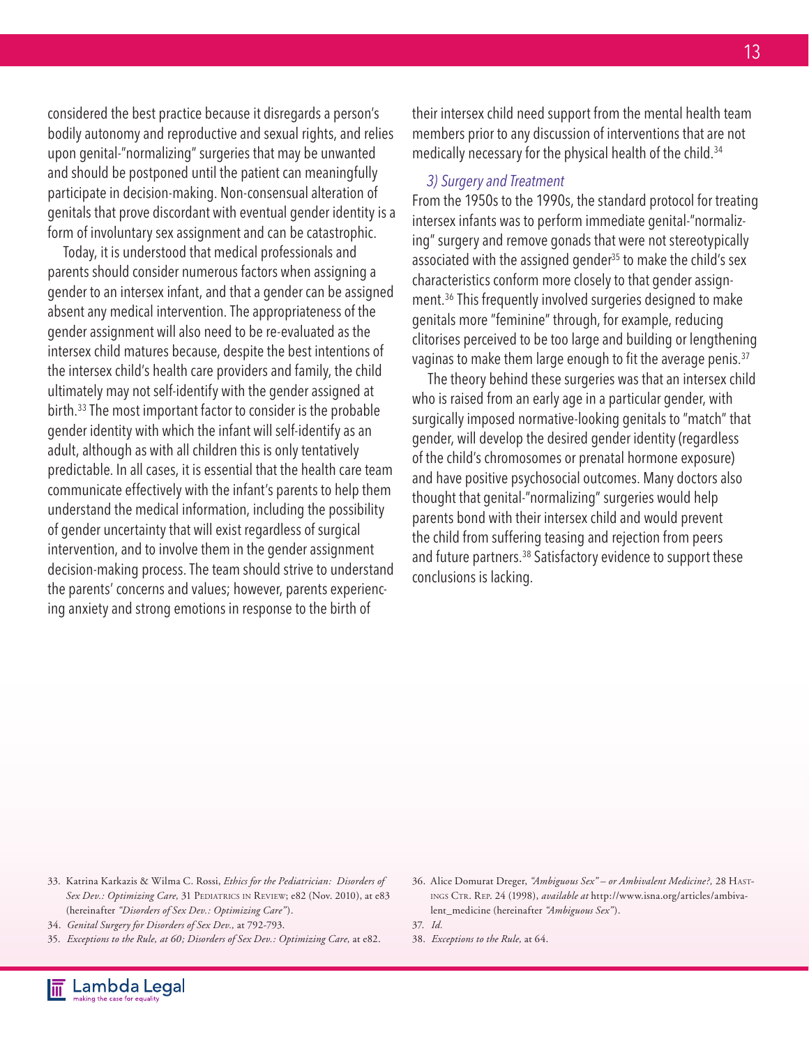considered the best practice because it disregards a person's bodily autonomy and reproductive and sexual rights, and relies upon genital-"normalizing" surgeries that may be unwanted and should be postponed until the patient can meaningfully participate in decision-making. Non-consensual alteration of genitals that prove discordant with eventual gender identity is a form of involuntary sex assignment and can be catastrophic.

Today, it is understood that medical professionals and parents should consider numerous factors when assigning a gender to an intersex infant, and that a gender can be assigned absent any medical intervention. The appropriateness of the gender assignment will also need to be re-evaluated as the intersex child matures because, despite the best intentions of the intersex child's health care providers and family, the child ultimately may not self-identify with the gender assigned at birth.[33] The most important factor to consider is the probable gender identity with which the infant will self-identify as an adult, although as with all children this is only tentatively predictable. In all cases, it is essential that the health care team communicate effectively with the infant's parents to help them understand the medical information, including the possibility of gender uncertainty that will exist regardless of surgical intervention, and to involve them in the gender assignment decision-making process. The team should strive to understand the parents' concerns and values; however, parents experiencing anxiety and strong emotions in response to the birth of their intersex child need support from the mental health team members prior to any discussion of interventions that are not medically necessary for the physical health of the child.[34]

### *3) Surgery and Treatment*

From the 1950s to the 1990s, the standard protocol for treating intersex infants was to perform immediate genital-"normalizing" surgery and remove gonads that were not stereotypically associated with the assigned gender[35] to make the child's sex characteristics conform more closely to that gender assignment.[36] This frequently involved surgeries designed to make genitals more "feminine" through, for example, reducing clitorises perceived to be too large and building or lengthening vaginas to make them large enough to fit the average penis.[37]

The theory behind these surgeries was that an intersex child who is raised from an early age in a particular gender, with surgically imposed normative-looking genitals to "match" that gender, will develop the desired gender identity (regardless of the child's chromosomes or prenatal hormone exposure) and have positive psychosocial outcomes. Many doctors also thought that genital-"normalizing" surgeries would help parents bond with their intersex child and would prevent the child from suffering teasing and rejection from peers and future partners.[38] Satisfactory evidence to support these conclusions is lacking.

---

33. Katrina Karkazis & Wilma C. Rossi, *Ethics for the Pediatrician: Disorders of Sex Dev.: Optimizing Care,* 31 Pediatrics in Review; e82 (Nov. 2010), at e83 (hereinafter *"Disorders of Sex Dev.: Optimizing Care"*).
34. *Genital Surgery for Disorders of Sex Dev.,* at 792-793.
35. *Exceptions to the Rule, at 60; Disorders of Sex Dev.: Optimizing Care,* at e82.
36. Alice Domurat Dreger, *"Ambiguous Sex" – or Ambivalent Medicine?,* 28 Hastings Ctr. Rep. 24 (1998), *available at* http://www.isna.org/articles/ambivalent_medicine (hereinafter *"Ambiguous Sex"*).
37. *Id.*
38. *Exceptions to the Rule,* at 64.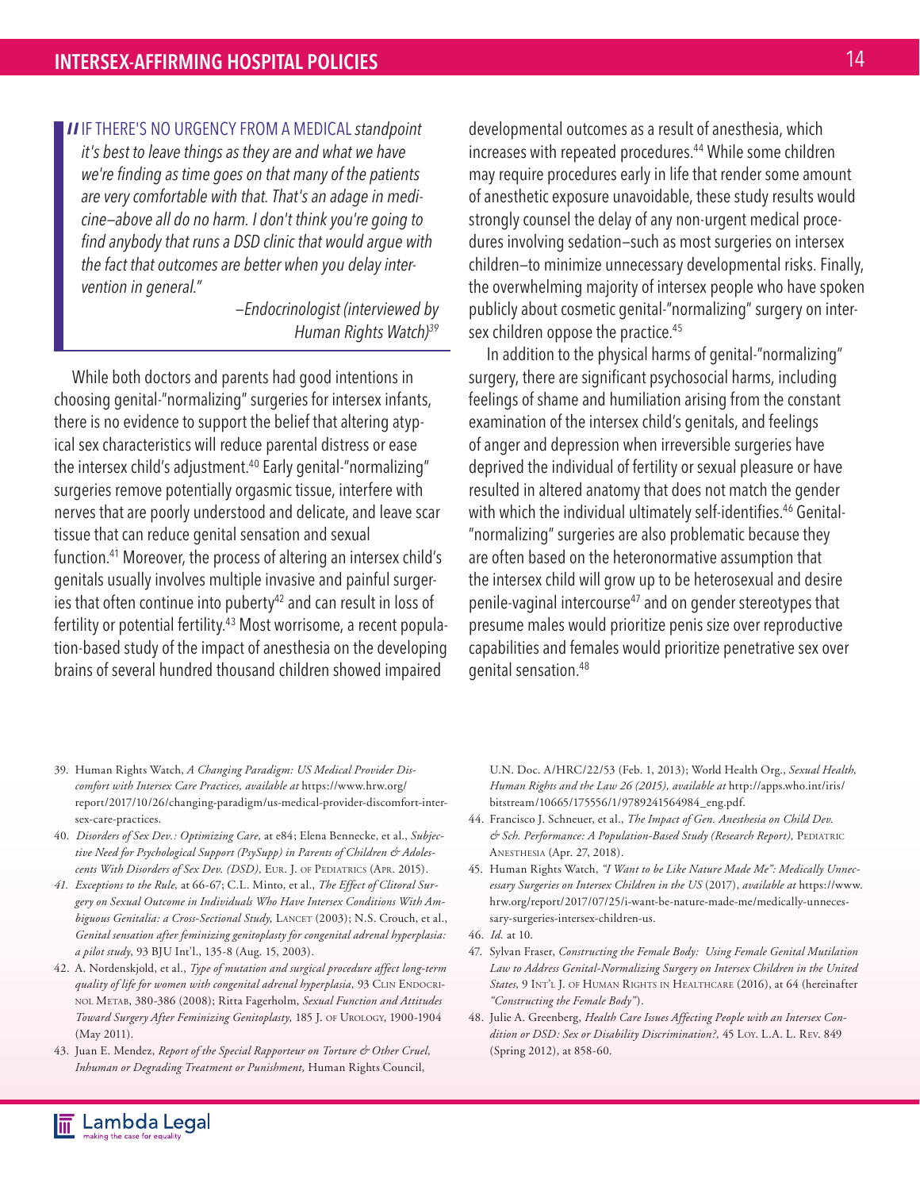> "IF THERE'S NO URGENCY FROM A MEDICAL *standpoint it's best to leave things as they are and what we have we're finding as time goes on that many of the patients are very comfortable with that. That's an adage in medicine—above all do no harm. I don't think you're going to find anybody that runs a DSD clinic that would argue with the fact that outcomes are better when you delay intervention in general."*
>
> *—Endocrinologist (interviewed by Human Rights Watch)*[39]

While both doctors and parents had good intentions in choosing genital-"normalizing" surgeries for intersex infants, there is no evidence to support the belief that altering atypical sex characteristics will reduce parental distress or ease the intersex child's adjustment.[40] Early genital-"normalizing" surgeries remove potentially orgasmic tissue, interfere with nerves that are poorly understood and delicate, and leave scar tissue that can reduce genital sensation and sexual function.[41] Moreover, the process of altering an intersex child's genitals usually involves multiple invasive and painful surgeries that often continue into puberty[42] and can result in loss of fertility or potential fertility.[43] Most worrisome, a recent population-based study of the impact of anesthesia on the developing brains of several hundred thousand children showed impaired developmental outcomes as a result of anesthesia, which increases with repeated procedures.[44] While some children may require procedures early in life that render some amount of anesthetic exposure unavoidable, these study results would strongly counsel the delay of any non-urgent medical procedures involving sedation—such as most surgeries on intersex children—to minimize unnecessary developmental risks. Finally, the overwhelming majority of intersex people who have spoken publicly about cosmetic genital-"normalizing" surgery on intersex children oppose the practice.[45]

In addition to the physical harms of genital-"normalizing" surgery, there are significant psychosocial harms, including feelings of shame and humiliation arising from the constant examination of the intersex child's genitals, and feelings of anger and depression when irreversible surgeries have deprived the individual of fertility or sexual pleasure or have resulted in altered anatomy that does not match the gender with which the individual ultimately self-identifies.[46] Genital-"normalizing" surgeries are also problematic because they are often based on the heteronormative assumption that the intersex child will grow up to be heterosexual and desire penile-vaginal intercourse[47] and on gender stereotypes that presume males would prioritize penis size over reproductive capabilities and females would prioritize penetrative sex over genital sensation.[48]

---

39. Human Rights Watch, *A Changing Paradigm: US Medical Provider Discomfort with Intersex Care Practices, available at* https://www.hrw.org/report/2017/10/26/changing-paradigm/us-medical-provider-discomfort-intersex-care-practices.
40. *Disorders of Sex Dev.: Optimizing Care,* at e84; Elena Bennecke, et al., *Subjective Need for Psychological Support (PsySupp) in Parents of Children & Adolescents With Disorders of Sex Dev. (DSD),* Eur. J. of Pediatrics (Apr. 2015).
41. *Exceptions to the Rule,* at 66-67; C.L. Minto, et al., *The Effect of Clitoral Surgery on Sexual Outcome in Individuals Who Have Intersex Conditions With Ambiguous Genitalia: a Cross-Sectional Study,* Lancet (2003); N.S. Crouch, et al., *Genital sensation after feminizing genitoplasty for congenital adrenal hyperplasia: a pilot study,* 93 BJU Int'l., 135-8 (Aug. 15, 2003).
42. A. Nordenskjold, et al., *Type of mutation and surgical procedure affect long-term quality of life for women with congenital adrenal hyperplasia,* 93 Clin Endocrinol Metab, 380-386 (2008); Ritta Fagerholm, *Sexual Function and Attitudes Toward Surgery After Feminizing Genitoplasty,* 185 J. of Urology, 1900-1904 (May 2011).
43. Juan E. Mendez, *Report of the Special Rapporteur on Torture & Other Cruel, Inhuman or Degrading Treatment or Punishment,* Human Rights Council, U.N. Doc. A/HRC/22/53 (Feb. 1, 2013); World Health Org., *Sexual Health, Human Rights and the Law 26 (2015), available at* http://apps.who.int/iris/bitstream/10665/175556/1/9789241564984_eng.pdf.
44. Francisco J. Schneuer, et al., *The Impact of Gen. Anesthesia on Child Dev. & Sch. Performance: A Population-Based Study (Research Report),* Pediatric Anesthesia (Apr. 27, 2018).
45. Human Rights Watch, *"I Want to be Like Nature Made Me": Medically Unnecessary Surgeries on Intersex Children in the US* (2017), *available at* https://www.hrw.org/report/2017/07/25/i-want-be-nature-made-me/medically-unnecessary-surgeries-intersex-children-us.
46. *Id.* at 10.
47. Sylvan Fraser, *Constructing the Female Body: Using Female Genital Mutilation Law to Address Genital-Normalizing Surgery on Intersex Children in the United States,* 9 Int'l J. of Human Rights in Healthcare (2016), at 64 (hereinafter *"Constructing the Female Body"*).
48. Julie A. Greenberg, *Health Care Issues Affecting People with an Intersex Condition or DSD: Sex or Disability Discrimination?,* 45 Loy. L.A. L. Rev. 849 (Spring 2012), at 858-60.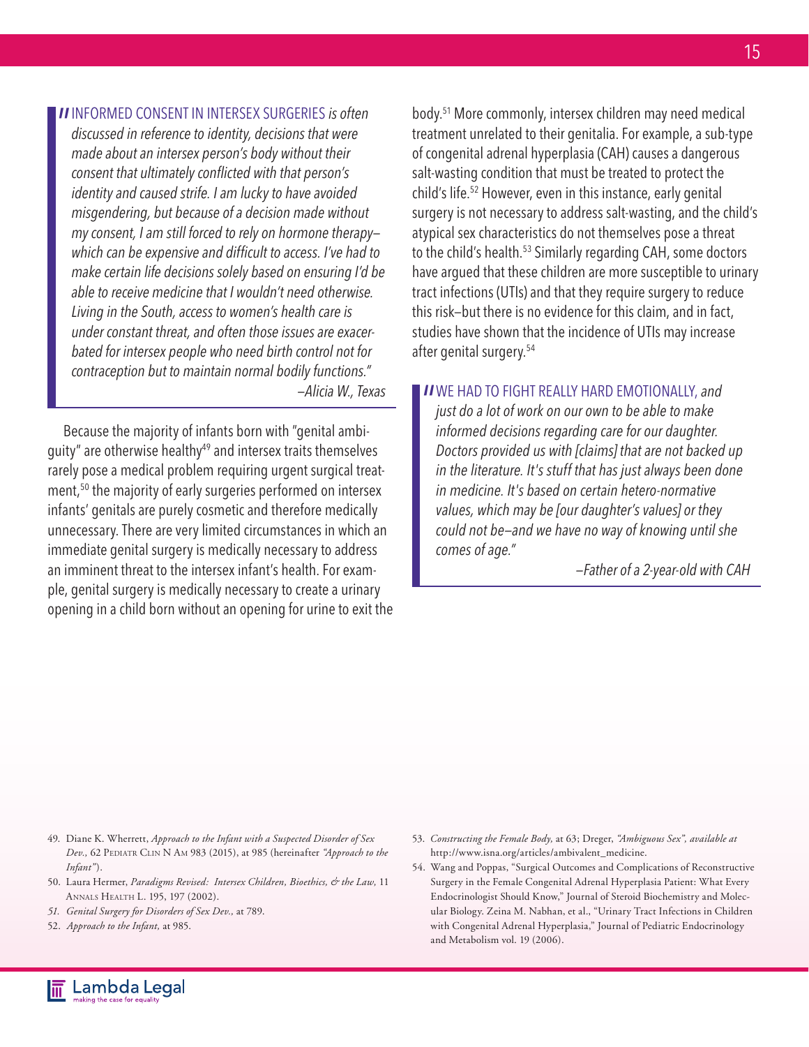> **"INFORMED CONSENT IN INTERSEX SURGERIES** *is often discussed in reference to identity, decisions that were made about an intersex person's body without their consent that ultimately conflicted with that person's identity and caused strife. I am lucky to have avoided misgendering, but because of a decision made without my consent, I am still forced to rely on hormone therapy—which can be expensive and difficult to access. I've had to make certain life decisions solely based on ensuring I'd be able to receive medicine that I wouldn't need otherwise. Living in the South, access to women's health care is under constant threat, and often those issues are exacerbated for intersex people who need birth control not for contraception but to maintain normal bodily functions."*
>
> *—Alicia W., Texas*

Because the majority of infants born with "genital ambiguity" are otherwise healthy[49] and intersex traits themselves rarely pose a medical problem requiring urgent surgical treatment,[50] the majority of early surgeries performed on intersex infants' genitals are purely cosmetic and therefore medically unnecessary. There are very limited circumstances in which an immediate genital surgery is medically necessary to address an imminent threat to the intersex infant's health. For example, genital surgery is medically necessary to create a urinary opening in a child born without an opening for urine to exit the body.[51] More commonly, intersex children may need medical treatment unrelated to their genitalia. For example, a sub-type of congenital adrenal hyperplasia (CAH) causes a dangerous salt-wasting condition that must be treated to protect the child's life.[52] However, even in this instance, early genital surgery is not necessary to address salt-wasting, and the child's atypical sex characteristics do not themselves pose a threat to the child's health.[53] Similarly regarding CAH, some doctors have argued that these children are more susceptible to urinary tract infections (UTIs) and that they require surgery to reduce this risk—but there is no evidence for this claim, and in fact, studies have shown that the incidence of UTIs may increase after genital surgery.[54]

> **"WE HAD TO FIGHT REALLY HARD EMOTIONALLY,** *and just do a lot of work on our own to be able to make informed decisions regarding care for our daughter. Doctors provided us with [claims] that are not backed up in the literature. It's stuff that has just always been done in medicine. It's based on certain hetero-normative values, which may be [our daughter's values] or they could not be—and we have no way of knowing until she comes of age."*
>
> *—Father of a 2-year-old with CAH*

---

49. Diane K. Wherrett, *Approach to the Infant with a Suspected Disorder of Sex Dev.*, 62 Pediatr Clin N Am 983 (2015), at 985 (hereinafter *"Approach to the Infant"*).
50. Laura Hermer, *Paradigms Revised: Intersex Children, Bioethics, & the Law*, 11 Annals Health L. 195, 197 (2002).
51. *Genital Surgery for Disorders of Sex Dev.*, at 789.
52. *Approach to the Infant*, at 985.
53. *Constructing the Female Body*, at 63; Dreger, *"Ambiguous Sex", available at* http://www.isna.org/articles/ambivalent_medicine.
54. Wang and Poppas, "Surgical Outcomes and Complications of Reconstructive Surgery in the Female Congenital Adrenal Hyperplasia Patient: What Every Endocrinologist Should Know," Journal of Steroid Biochemistry and Molecular Biology. Zeina M. Nabhan, et al., "Urinary Tract Infections in Children with Congenital Adrenal Hyperplasia," Journal of Pediatric Endocrinology and Metabolism vol. 19 (2006).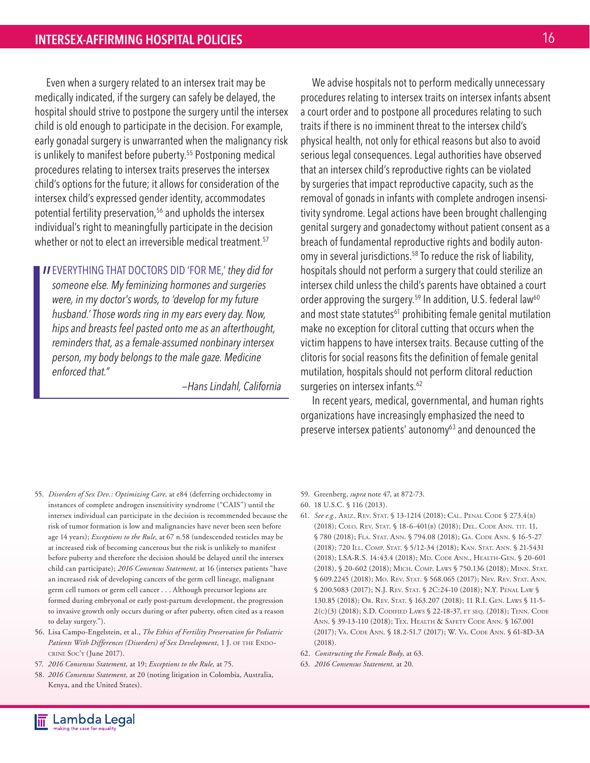Even when a surgery related to an intersex trait may be medically indicated, if the surgery can safely be delayed, the hospital should strive to postpone the surgery until the intersex child is old enough to participate in the decision. For example, early gonadal surgery is unwarranted when the malignancy risk is unlikely to manifest before puberty.[55] Postponing medical procedures relating to intersex traits preserves the intersex child's options for the future; it allows for consideration of the intersex child's expressed gender identity, accommodates potential fertility preservation,[56] and upholds the intersex individual's right to meaningfully participate in the decision whether or not to elect an irreversible medical treatment.[57]

> "EVERYTHING THAT DOCTORS DID 'FOR ME,' *they did for someone else. My feminizing hormones and surgeries were, in my doctor's words, to 'develop for my future husband.' Those words ring in my ears every day. Now, hips and breasts feel pasted onto me as an afterthought, reminders that, as a female-assumed nonbinary intersex person, my body belongs to the male gaze. Medicine enforced that."*
>
> *—Hans Lindahl, California*

We advise hospitals not to perform medically unnecessary procedures relating to intersex traits on intersex infants absent a court order and to postpone all procedures relating to such traits if there is no imminent threat to the intersex child's physical health, not only for ethical reasons but also to avoid serious legal consequences. Legal authorities have observed that an intersex child's reproductive rights can be violated by surgeries that impact reproductive capacity, such as the removal of gonads in infants with complete androgen insensitivity syndrome. Legal actions have been brought challenging genital surgery and gonadectomy without patient consent as a breach of fundamental reproductive rights and bodily autonomy in several jurisdictions.[58] To reduce the risk of liability, hospitals should not perform a surgery that could sterilize an intersex child unless the child's parents have obtained a court order approving the surgery.[59] In addition, U.S. federal law[60] and most state statutes[61] prohibiting female genital mutilation make no exception for clitoral cutting that occurs when the victim happens to have intersex traits. Because cutting of the clitoris for social reasons fits the definition of female genital mutilation, hospitals should not perform clitoral reduction surgeries on intersex infants.[62]

In recent years, medical, governmental, and human rights organizations have increasingly emphasized the need to preserve intersex patients' autonomy[63] and denounced the

---

55. *Disorders of Sex Dev.: Optimizing Care,* at e84 (deferring orchidectomy in instances of complete androgen insensitivity syndrome ("CAIS") until the intersex individual can participate in the decision is recommended because the risk of tumor formation is low and malignancies have never been seen before age 14 years); *Exceptions to the Rule,* at 67 n.58 (undescended testicles may be at increased risk of becoming cancerous but the risk is unlikely to manifest before puberty and therefore the decision should be delayed until the intersex child can participate); *2016 Consensus Statement,* at 16 (intersex patients "have an increased risk of developing cancers of the germ cell lineage, malignant germ cell tumors or germ cell cancer . . . Although precursor legions are formed during embryonal or early post-partum development, the progression to invasive growth only occurs during or after puberty, often cited as a reason to delay surgery.").
56. Lisa Campo-Engelstein, et al., *The Ethics of Fertility Preservation for Pediatric Patients With Differences (Disorders) of Sex Development,* 1 J. of the Endocrine Soc'y (June 2017).
57. *2016 Consensus Statement,* at 19; *Exceptions to the Rule,* at 75.
58. *2016 Consensus Statement,* at 20 (noting litigation in Colombia, Australia, Kenya, and the United States).
59. Greenberg, *supra* note 47, at 872-73.
60. 18 U.S.C. § 116 (2013).
61. *See e.g.,* Ariz. Rev. Stat. § 13-1214 (2018); Cal. Penal Code § 273.4(b) (2018); Colo. Rev. Stat. § 18-6-401(b) (2018); Del. Code Ann. tit. 11, § 780 (2018); Fla. Stat. Ann. § 794.08 (2018); Ga. Code Ann. § 16-5-27 (2018); 720 Ill. Comp. Stat. § 5/12-34 (2018); Kan. Stat. Ann. § 21-5431 (2018); LSA-R.S. 14:43.4 (2018); Md. Code Ann., Health-Gen. § 20-601 (2018), § 20-602 (2018); Mich. Comp. Laws § 750.136 (2018); Minn. Stat. § 609.2245 (2018); Mo. Rev. Stat. § 568.065 (2017); Nev. Rev. Stat. Ann. § 200.5083 (2017); N.J. Rev. Stat. § 2C:24-10 (2018); N.Y. Penal Law § 130.85 (2018); Or. Rev. Stat. § 163.207 (2018); 11 R.I. Gen. Laws § 11-5-2(c)(3) (2018); S.D. Codified Laws § 22-18-37, et seq. (2018); Tenn. Code Ann. § 39-13-110 (2018); Tex. Health & Safety Code Ann. § 167.001 (2017); Va. Code Ann. § 18.2-51.7 (2017); W. Va. Code Ann. § 61-8D-3A (2018).
62. *Constructing the Female Body,* at 63.
63. *2016 Consensus Statement,* at 20.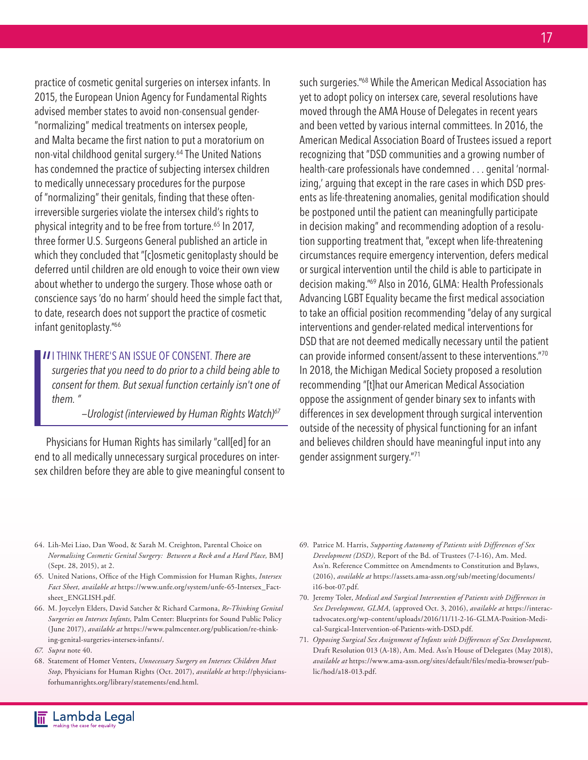practice of cosmetic genital surgeries on intersex infants. In 2015, the European Union Agency for Fundamental Rights advised member states to avoid non-consensual gender-"normalizing" medical treatments on intersex people, and Malta became the first nation to put a moratorium on non-vital childhood genital surgery.[64] The United Nations has condemned the practice of subjecting intersex children to medically unnecessary procedures for the purpose of "normalizing" their genitals, finding that these often-irreversible surgeries violate the intersex child's rights to physical integrity and to be free from torture.[65] In 2017, three former U.S. Surgeons General published an article in which they concluded that "[c]osmetic genitoplasty should be deferred until children are old enough to voice their own view about whether to undergo the surgery. Those whose oath or conscience says 'do no harm' should heed the simple fact that, to date, research does not support the practice of cosmetic infant genitoplasty."[66]

> "I THINK THERE'S AN ISSUE OF CONSENT. *There are surgeries that you need to do prior to a child being able to consent for them. But sexual function certainly isn't one of them. "*
>
> *–Urologist (interviewed by Human Rights Watch)*[67]

Physicians for Human Rights has similarly "call[ed] for an end to all medically unnecessary surgical procedures on intersex children before they are able to give meaningful consent to such surgeries."[68] While the American Medical Association has yet to adopt policy on intersex care, several resolutions have moved through the AMA House of Delegates in recent years and been vetted by various internal committees. In 2016, the American Medical Association Board of Trustees issued a report recognizing that "DSD communities and a growing number of health-care professionals have condemned . . . genital 'normalizing,' arguing that except in the rare cases in which DSD presents as life-threatening anomalies, genital modification should be postponed until the patient can meaningfully participate in decision making" and recommending adoption of a resolution supporting treatment that, "except when life-threatening circumstances require emergency intervention, defers medical or surgical intervention until the child is able to participate in decision making."[69] Also in 2016, GLMA: Health Professionals Advancing LGBT Equality became the first medical association to take an official position recommending "delay of any surgical interventions and gender-related medical interventions for DSD that are not deemed medically necessary until the patient can provide informed consent/assent to these interventions."[70] In 2018, the Michigan Medical Society proposed a resolution recommending "[t]hat our American Medical Association oppose the assignment of gender binary sex to infants with differences in sex development through surgical intervention outside of the necessity of physical functioning for an infant and believes children should have meaningful input into any gender assignment surgery."[71]

---

64. Lih-Mei Liao, Dan Wood, & Sarah M. Creighton, Parental Choice on *Normalising Cosmetic Genital Surgery: Between a Rock and a Hard Place,* BMJ (Sept. 28, 2015), at 2.
65. United Nations, Office of the High Commission for Human Rights, *Intersex Fact Sheet, available at* https://www.unfe.org/system/unfe-65-Intersex_Factsheet_ENGLISH.pdf.
66. M. Joycelyn Elders, David Satcher & Richard Carmona, *Re-Thinking Genital Surgeries on Intersex Infants,* Palm Center: Blueprints for Sound Public Policy (June 2017), *available at* https://www.palmcenter.org/publication/re-thinking-genital-surgeries-intersex-infants/.
67. *Supra* note 40.
68. Statement of Homer Venters, *Unnecessary Surgery on Intersex Children Must Stop,* Physicians for Human Rights (Oct. 2017), *available at* http://physiciansforhumanrights.org/library/statements/end.html.
69. Patrice M. Harris, *Supporting Autonomy of Patients with Differences of Sex Development (DSD),* Report of the Bd. of Trustees (7-I-16), Am. Med. Ass'n. Reference Committee on Amendments to Constitution and Bylaws, (2016), *available at* https://assets.ama-assn.org/sub/meeting/documents/i16-bot-07.pdf.
70. Jeremy Toler, *Medical and Surgical Intervention of Patients with Differences in Sex Development, GLMA,* (approved Oct. 3, 2016), *available at* https://interactadvocates.org/wp-content/uploads/2016/11/11-2-16-GLMA-Position-Medical-Surgical-Intervention-of-Patients-with-DSD.pdf.
71. *Opposing Surgical Sex Assignment of Infants with Differences of Sex Development,* Draft Resolution 013 (A-18), Am. Med. Ass'n House of Delegates (May 2018), *available at* https://www.ama-assn.org/sites/default/files/media-browser/public/hod/a18-013.pdf.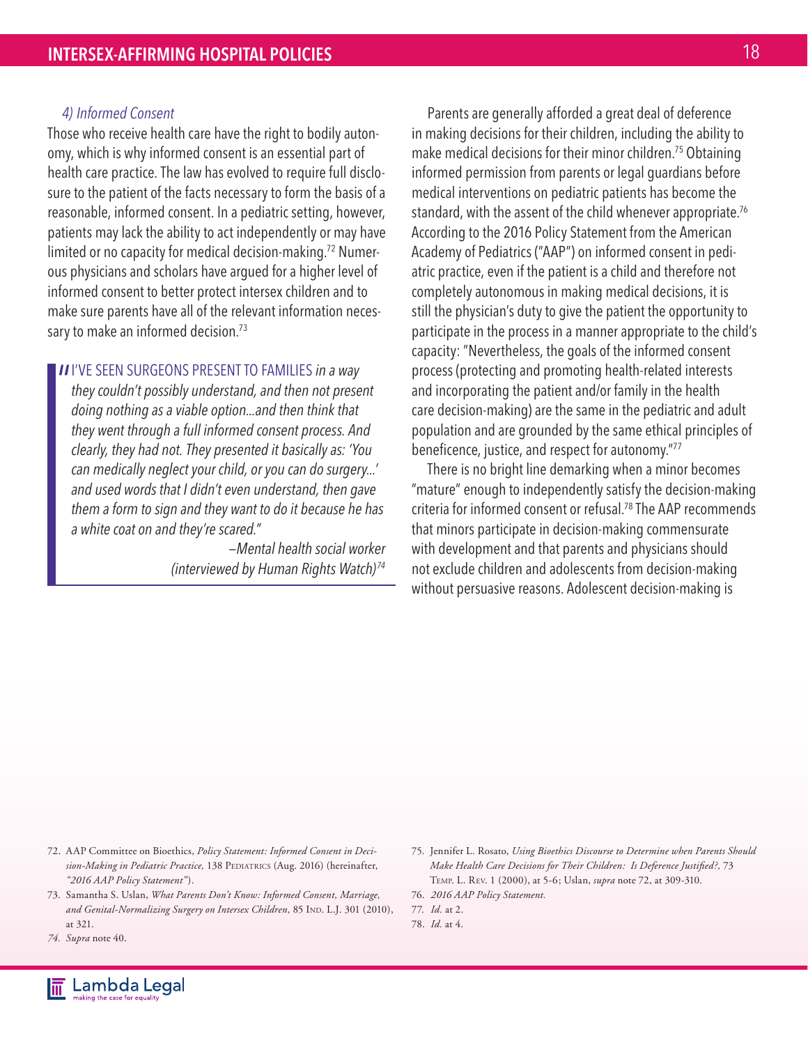### 4) Informed Consent

Those who receive health care have the right to bodily autonomy, which is why informed consent is an essential part of health care practice. The law has evolved to require full disclosure to the patient of the facts necessary to form the basis of a reasonable, informed consent. In a pediatric setting, however, patients may lack the ability to act independently or may have limited or no capacity for medical decision-making.[72] Numerous physicians and scholars have argued for a higher level of informed consent to better protect intersex children and to make sure parents have all of the relevant information necessary to make an informed decision.[73]

> "I'VE SEEN SURGEONS PRESENT TO FAMILIES *in a way they couldn't possibly understand, and then not present doing nothing as a viable option…and then think that they went through a full informed consent process. And clearly, they had not. They presented it basically as: 'You can medically neglect your child, or you can do surgery…' and used words that I didn't even understand, then gave them a form to sign and they want to do it because he has a white coat on and they're scared."*
>
> *–Mental health social worker (interviewed by Human Rights Watch)*[74]

Parents are generally afforded a great deal of deference in making decisions for their children, including the ability to make medical decisions for their minor children.[75] Obtaining informed permission from parents or legal guardians before medical interventions on pediatric patients has become the standard, with the assent of the child whenever appropriate.[76] According to the 2016 Policy Statement from the American Academy of Pediatrics ("AAP") on informed consent in pediatric practice, even if the patient is a child and therefore not completely autonomous in making medical decisions, it is still the physician's duty to give the patient the opportunity to participate in the process in a manner appropriate to the child's capacity: "Nevertheless, the goals of the informed consent process (protecting and promoting health-related interests and incorporating the patient and/or family in the health care decision-making) are the same in the pediatric and adult population and are grounded by the same ethical principles of beneficence, justice, and respect for autonomy."[77]

There is no bright line demarking when a minor becomes "mature" enough to independently satisfy the decision-making criteria for informed consent or refusal.[78] The AAP recommends that minors participate in decision-making commensurate with development and that parents and physicians should not exclude children and adolescents from decision-making without persuasive reasons. Adolescent decision-making is

---

72. AAP Committee on Bioethics, *Policy Statement: Informed Consent in Decision-Making in Pediatric Practice,* 138 Pediatrics (Aug. 2016) (hereinafter, *"2016 AAP Policy Statement"*).

73. Samantha S. Uslan, *What Parents Don't Know: Informed Consent, Marriage, and Genital-Normalizing Surgery on Intersex Children,* 85 Ind. L.J. 301 (2010), at 321.

74. *Supra* note 40.

75. Jennifer L. Rosato, *Using Bioethics Discourse to Determine when Parents Should Make Health Care Decisions for Their Children: Is Deference Justified?,* 73 Temp. L. Rev. 1 (2000), at 5-6; Uslan, *supra* note 72, at 309-310.

76. *2016 AAP Policy Statement.*

77. *Id.* at 2.

78. *Id.* at 4.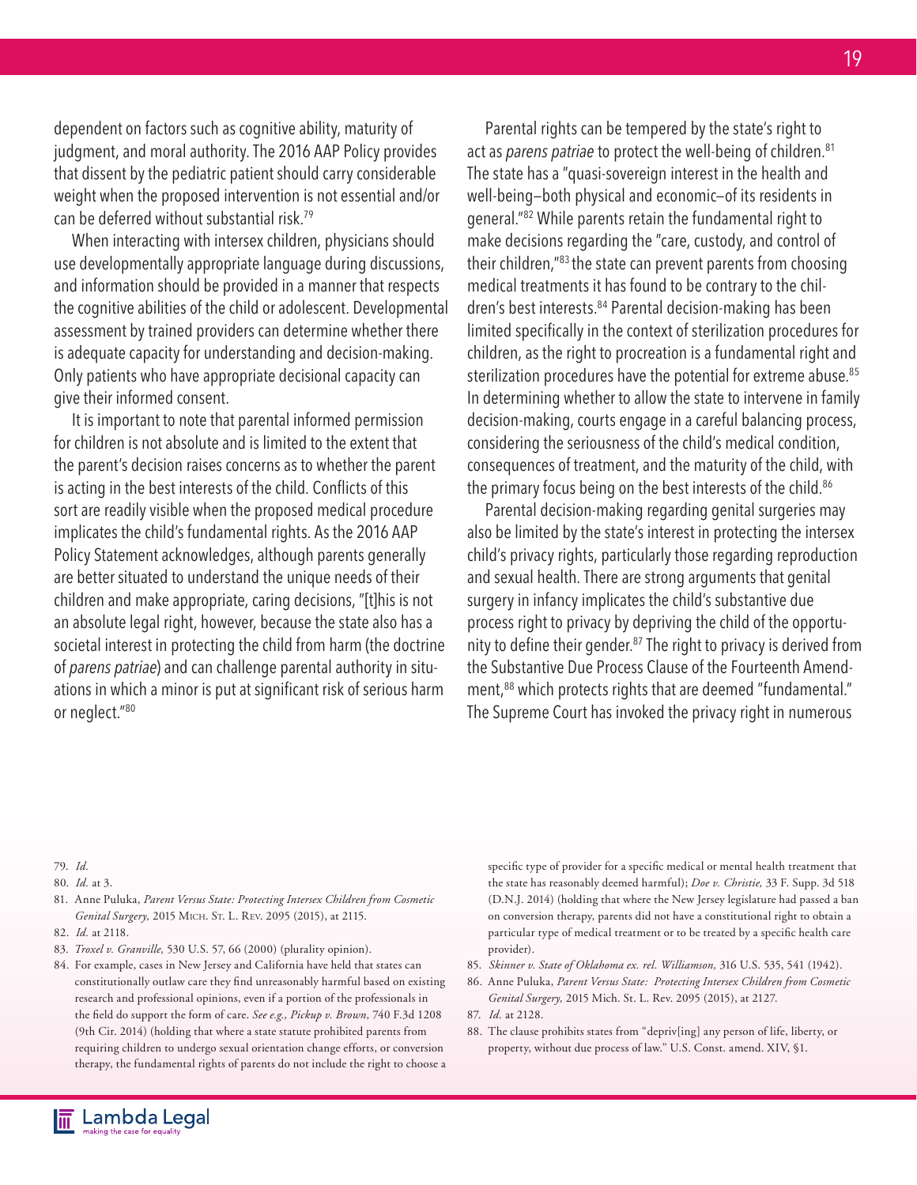dependent on factors such as cognitive ability, maturity of judgment, and moral authority. The 2016 AAP Policy provides that dissent by the pediatric patient should carry considerable weight when the proposed intervention is not essential and/or can be deferred without substantial risk.[79]

When interacting with intersex children, physicians should use developmentally appropriate language during discussions, and information should be provided in a manner that respects the cognitive abilities of the child or adolescent. Developmental assessment by trained providers can determine whether there is adequate capacity for understanding and decision-making. Only patients who have appropriate decisional capacity can give their informed consent.

It is important to note that parental informed permission for children is not absolute and is limited to the extent that the parent's decision raises concerns as to whether the parent is acting in the best interests of the child. Conflicts of this sort are readily visible when the proposed medical procedure implicates the child's fundamental rights. As the 2016 AAP Policy Statement acknowledges, although parents generally are better situated to understand the unique needs of their children and make appropriate, caring decisions, "[t]his is not an absolute legal right, however, because the state also has a societal interest in protecting the child from harm (the doctrine of *parens patriae*) and can challenge parental authority in situations in which a minor is put at significant risk of serious harm or neglect."[80]

Parental rights can be tempered by the state's right to act as *parens patriae* to protect the well-being of children.[81] The state has a "quasi-sovereign interest in the health and well-being—both physical and economic—of its residents in general."[82] While parents retain the fundamental right to make decisions regarding the "care, custody, and control of their children,"[83] the state can prevent parents from choosing medical treatments it has found to be contrary to the children's best interests.[84] Parental decision-making has been limited specifically in the context of sterilization procedures for children, as the right to procreation is a fundamental right and sterilization procedures have the potential for extreme abuse.[85] In determining whether to allow the state to intervene in family decision-making, courts engage in a careful balancing process, considering the seriousness of the child's medical condition, consequences of treatment, and the maturity of the child, with the primary focus being on the best interests of the child.[86]

Parental decision-making regarding genital surgeries may also be limited by the state's interest in protecting the intersex child's privacy rights, particularly those regarding reproduction and sexual health. There are strong arguments that genital surgery in infancy implicates the child's substantive due process right to privacy by depriving the child of the opportunity to define their gender.[87] The right to privacy is derived from the Substantive Due Process Clause of the Fourteenth Amendment,[88] which protects rights that are deemed "fundamental." The Supreme Court has invoked the privacy right in numerous

---

79. *Id.*
80. *Id.* at 3.
81. Anne Puluka, *Parent Versus State: Protecting Intersex Children from Cosmetic Genital Surgery,* 2015 Mich. St. L. Rev. 2095 (2015), at 2115.
82. *Id.* at 2118.
83. *Troxel v. Granville,* 530 U.S. 57, 66 (2000) (plurality opinion).
84. For example, cases in New Jersey and California have held that states can constitutionally outlaw care they find unreasonably harmful based on existing research and professional opinions, even if a portion of the professionals in the field do support the form of care. *See e.g., Pickup v. Brown,* 740 F.3d 1208 (9th Cir. 2014) (holding that where a state statute prohibited parents from requiring children to undergo sexual orientation change efforts, or conversion therapy, the fundamental rights of parents do not include the right to choose a specific type of provider for a specific medical or mental health treatment that the state has reasonably deemed harmful); *Doe v. Christie,* 33 F. Supp. 3d 518 (D.N.J. 2014) (holding that where the New Jersey legislature had passed a ban on conversion therapy, parents did not have a constitutional right to obtain a particular type of medical treatment or to be treated by a specific health care provider).
85. *Skinner v. State of Oklahoma ex. rel. Williamson,* 316 U.S. 535, 541 (1942).
86. Anne Puluka, *Parent Versus State: Protecting Intersex Children from Cosmetic Genital Surgery,* 2015 Mich. St. L. Rev. 2095 (2015), at 2127.
87. *Id.* at 2128.
88. The clause prohibits states from "depriv[ing] any person of life, liberty, or property, without due process of law." U.S. Const. amend. XIV, §1.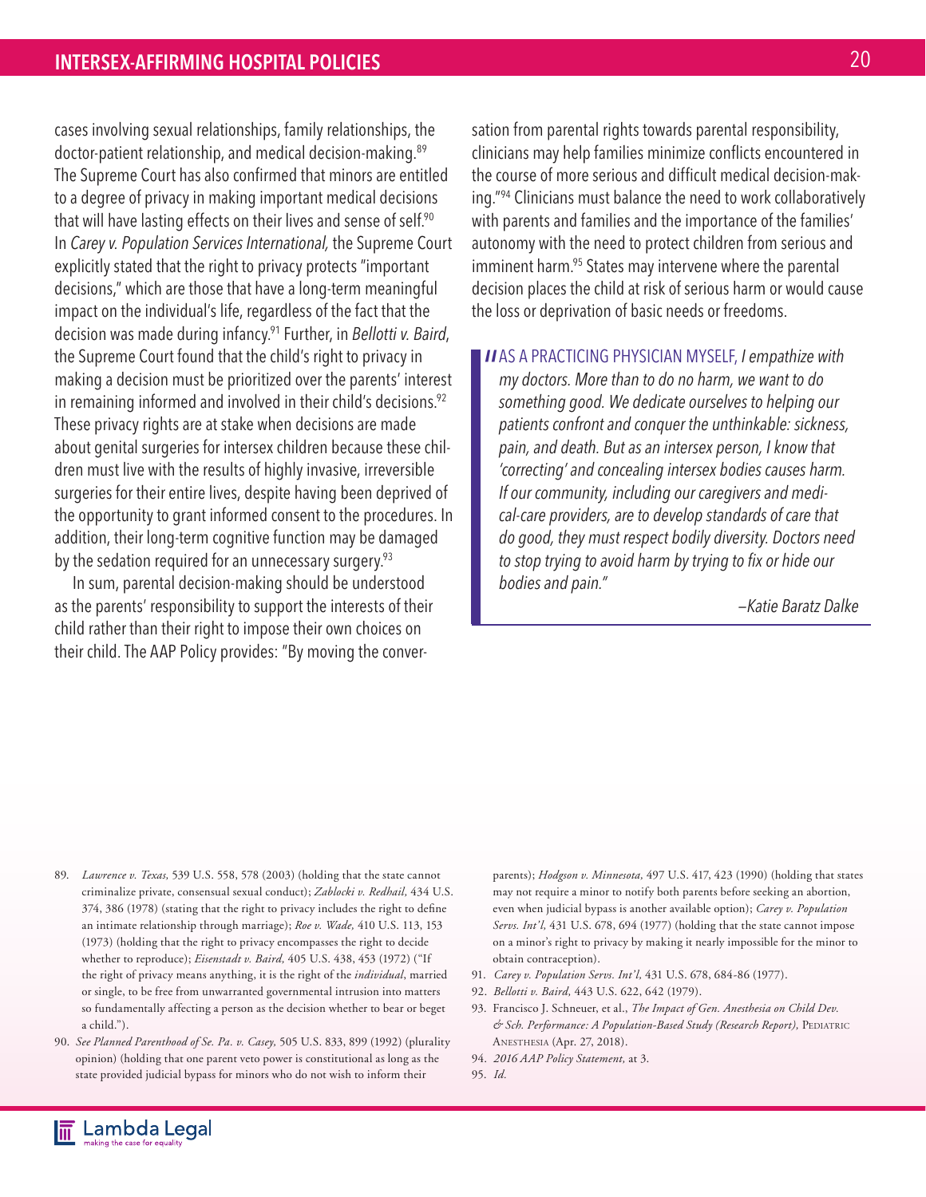cases involving sexual relationships, family relationships, the doctor-patient relationship, and medical decision-making.[89] The Supreme Court has also confirmed that minors are entitled to a degree of privacy in making important medical decisions that will have lasting effects on their lives and sense of self.[90] In *Carey v. Population Services International,* the Supreme Court explicitly stated that the right to privacy protects "important decisions," which are those that have a long-term meaningful impact on the individual's life, regardless of the fact that the decision was made during infancy.[91] Further, in *Bellotti v. Baird*, the Supreme Court found that the child's right to privacy in making a decision must be prioritized over the parents' interest in remaining informed and involved in their child's decisions.[92] These privacy rights are at stake when decisions are made about genital surgeries for intersex children because these children must live with the results of highly invasive, irreversible surgeries for their entire lives, despite having been deprived of the opportunity to grant informed consent to the procedures. In addition, their long-term cognitive function may be damaged by the sedation required for an unnecessary surgery.[93]

In sum, parental decision-making should be understood as the parents' responsibility to support the interests of their child rather than their right to impose their own choices on their child. The AAP Policy provides: "By moving the conversation from parental rights towards parental responsibility, clinicians may help families minimize conflicts encountered in the course of more serious and difficult medical decision-making."[94] Clinicians must balance the need to work collaboratively with parents and families and the importance of the families' autonomy with the need to protect children from serious and imminent harm.[95] States may intervene where the parental decision places the child at risk of serious harm or would cause the loss or deprivation of basic needs or freedoms.

> "AS A PRACTICING PHYSICIAN MYSELF, *I empathize with my doctors. More than to do no harm, we want to do something good. We dedicate ourselves to helping our patients confront and conquer the unthinkable: sickness, pain, and death. But as an intersex person, I know that 'correcting' and concealing intersex bodies causes harm. If our community, including our caregivers and medical-care providers, are to develop standards of care that do good, they must respect bodily diversity. Doctors need to stop trying to avoid harm by trying to fix or hide our bodies and pain."*
>
> *—Katie Baratz Dalke*

---

89. *Lawrence v. Texas,* 539 U.S. 558, 578 (2003) (holding that the state cannot criminalize private, consensual sexual conduct); *Zablocki v. Redhail,* 434 U.S. 374, 386 (1978) (stating that the right to privacy includes the right to define an intimate relationship through marriage); *Roe v. Wade,* 410 U.S. 113, 153 (1973) (holding that the right to privacy encompasses the right to decide whether to reproduce); *Eisenstadt v. Baird,* 405 U.S. 438, 453 (1972) ("If the right of privacy means anything, it is the right of the *individual*, married or single, to be free from unwarranted governmental intrusion into matters so fundamentally affecting a person as the decision whether to bear or beget a child.").
90. *See Planned Parenthood of Se. Pa. v. Casey,* 505 U.S. 833, 899 (1992) (plurality opinion) (holding that one parent veto power is constitutional as long as the state provided judicial bypass for minors who do not wish to inform their parents); *Hodgson v. Minnesota,* 497 U.S. 417, 423 (1990) (holding that states may not require a minor to notify both parents before seeking an abortion, even when judicial bypass is another available option); *Carey v. Population Servs. Int'l,* 431 U.S. 678, 694 (1977) (holding that the state cannot impose on a minor's right to privacy by making it nearly impossible for the minor to obtain contraception).
91. *Carey v. Population Servs. Int'l,* 431 U.S. 678, 684-86 (1977).
92. *Bellotti v. Baird,* 443 U.S. 622, 642 (1979).
93. Francisco J. Schneuer, et al., *The Impact of Gen. Anesthesia on Child Dev. & Sch. Performance: A Population-Based Study (Research Report),* Pediatric Anesthesia (Apr. 27, 2018).
94. *2016 AAP Policy Statement,* at 3.
95. *Id.*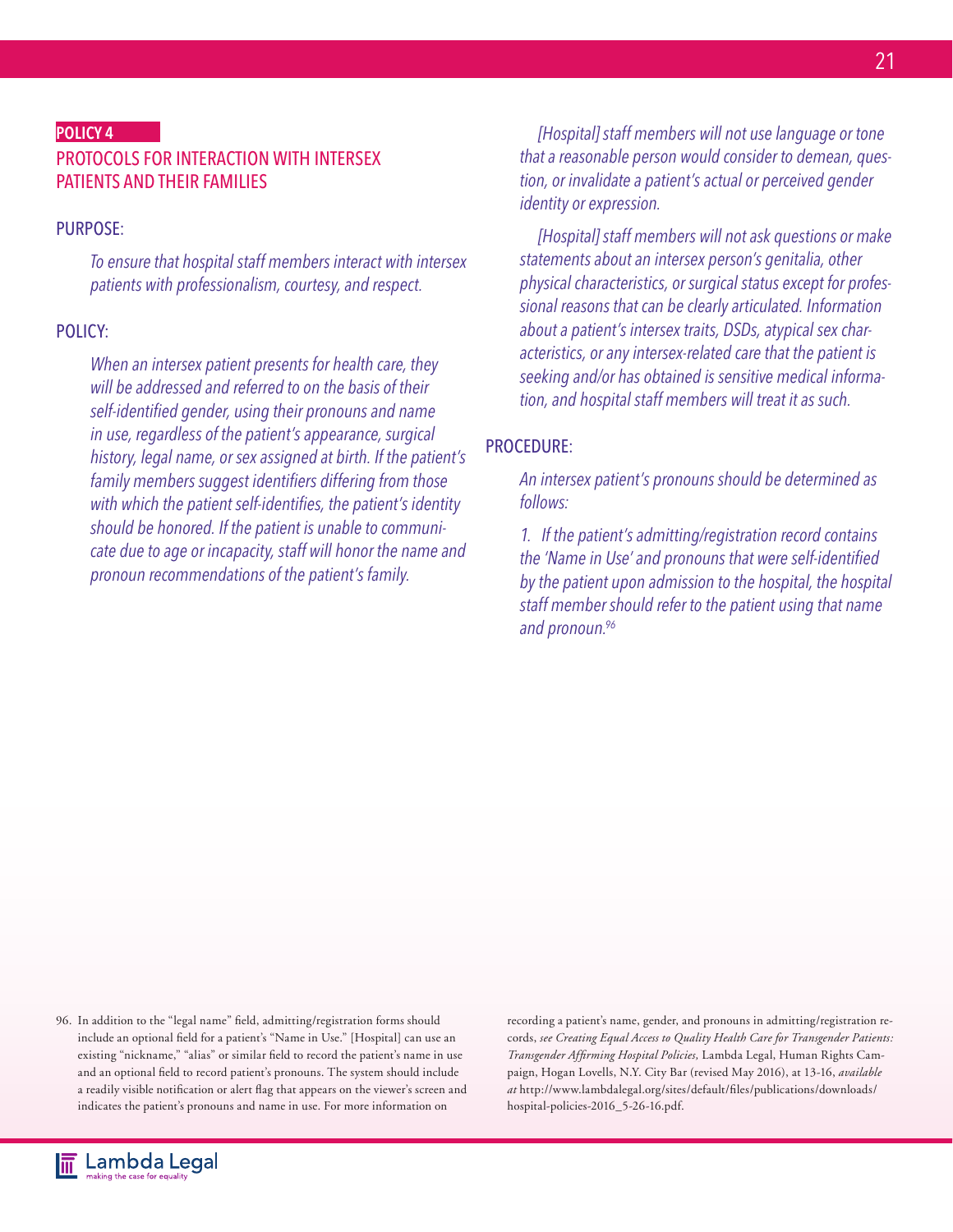**POLICY 4**

## PROTOCOLS FOR INTERACTION WITH INTERSEX PATIENTS AND THEIR FAMILIES

### PURPOSE:

*To ensure that hospital staff members interact with intersex patients with professionalism, courtesy, and respect.*

### POLICY:

*When an intersex patient presents for health care, they will be addressed and referred to on the basis of their self-identified gender, using their pronouns and name in use, regardless of the patient's appearance, surgical history, legal name, or sex assigned at birth. If the patient's family members suggest identifiers differing from those with which the patient self-identifies, the patient's identity should be honored. If the patient is unable to communicate due to age or incapacity, staff will honor the name and pronoun recommendations of the patient's family.*

*[Hospital] staff members will not use language or tone that a reasonable person would consider to demean, question, or invalidate a patient's actual or perceived gender identity or expression.*

*[Hospital] staff members will not ask questions or make statements about an intersex person's genitalia, other physical characteristics, or surgical status except for professional reasons that can be clearly articulated. Information about a patient's intersex traits, DSDs, atypical sex characteristics, or any intersex-related care that the patient is seeking and/or has obtained is sensitive medical information, and hospital staff members will treat it as such.*

### PROCEDURE:

*An intersex patient's pronouns should be determined as follows:*

*1. If the patient's admitting/registration record contains the 'Name in Use' and pronouns that were self-identified by the patient upon admission to the hospital, the hospital staff member should refer to the patient using that name and pronoun.*[96]

96. In addition to the "legal name" field, admitting/registration forms should include an optional field for a patient's "Name in Use." [Hospital] can use an existing "nickname," "alias" or similar field to record the patient's name in use and an optional field to record patient's pronouns. The system should include a readily visible notification or alert flag that appears on the viewer's screen and indicates the patient's pronouns and name in use. For more information on recording a patient's name, gender, and pronouns in admitting/registration records, *see Creating Equal Access to Quality Health Care for Transgender Patients: Transgender Affirming Hospital Policies*, Lambda Legal, Human Rights Campaign, Hogan Lovells, N.Y. City Bar (revised May 2016), at 13-16, *available at* http://www.lambdalegal.org/sites/default/files/publications/downloads/hospital-policies-2016_5-26-16.pdf.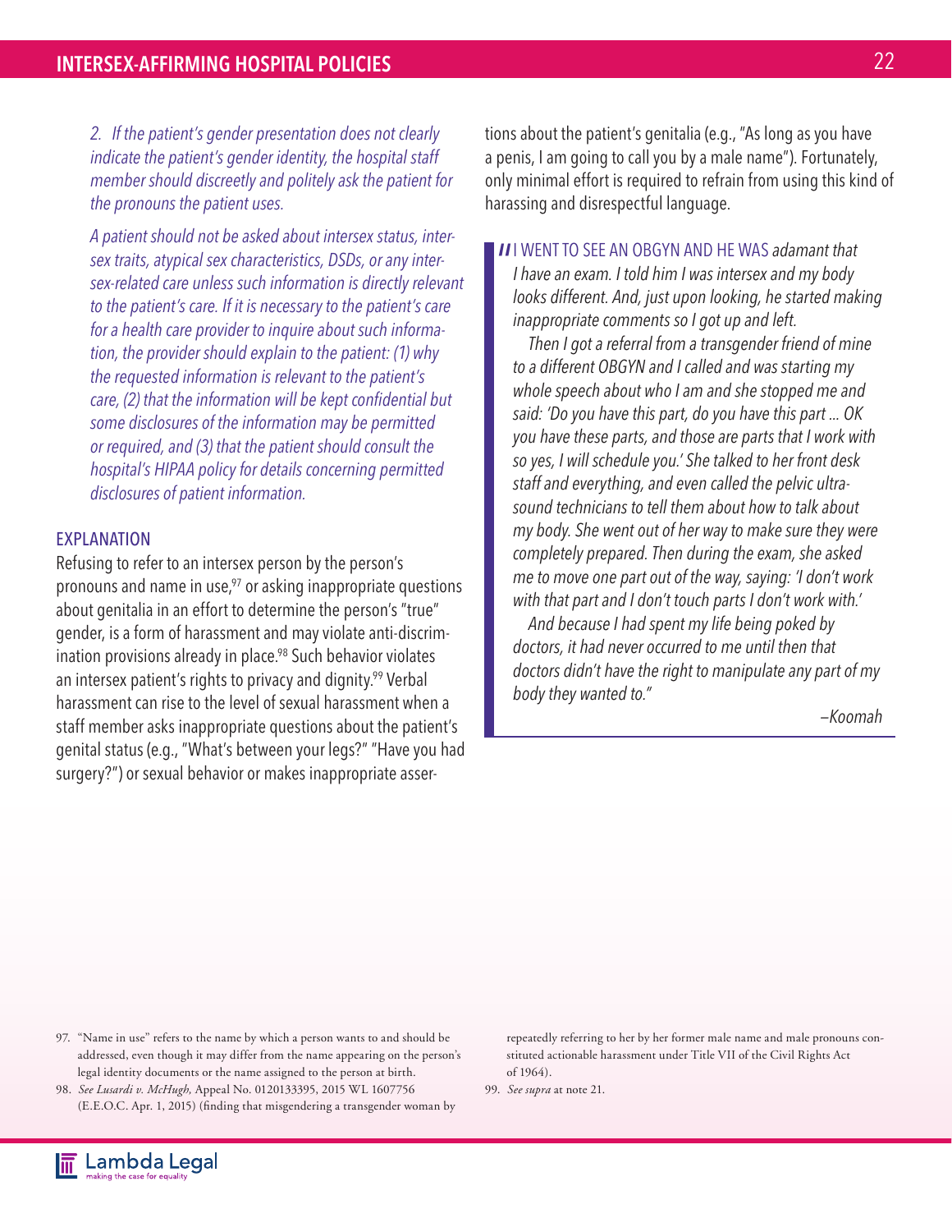*2. If the patient's gender presentation does not clearly indicate the patient's gender identity, the hospital staff member should discreetly and politely ask the patient for the pronouns the patient uses.*

*A patient should not be asked about intersex status, intersex traits, atypical sex characteristics, DSDs, or any intersex-related care unless such information is directly relevant to the patient's care. If it is necessary to the patient's care for a health care provider to inquire about such information, the provider should explain to the patient: (1) why the requested information is relevant to the patient's care, (2) that the information will be kept confidential but some disclosures of the information may be permitted or required, and (3) that the patient should consult the hospital's HIPAA policy for details concerning permitted disclosures of patient information.*

### EXPLANATION

Refusing to refer to an intersex person by the person's pronouns and name in use,[97] or asking inappropriate questions about genitalia in an effort to determine the person's "true" gender, is a form of harassment and may violate anti-discrimination provisions already in place.[98] Such behavior violates an intersex patient's rights to privacy and dignity.[99] Verbal harassment can rise to the level of sexual harassment when a staff member asks inappropriate questions about the patient's genital status (e.g., "What's between your legs?" "Have you had surgery?") or sexual behavior or makes inappropriate assertions about the patient's genitalia (e.g., "As long as you have a penis, I am going to call you by a male name"). Fortunately, only minimal effort is required to refrain from using this kind of harassing and disrespectful language.

> "I WENT TO SEE AN OBGYN AND HE WAS *adamant that I have an exam. I told him I was intersex and my body looks different. And, just upon looking, he started making inappropriate comments so I got up and left.*
>
> *Then I got a referral from a transgender friend of mine to a different OBGYN and I called and was starting my whole speech about who I am and she stopped me and said: 'Do you have this part, do you have this part … OK you have these parts, and those are parts that I work with so yes, I will schedule you.' She talked to her front desk staff and everything, and even called the pelvic ultrasound technicians to tell them about how to talk about my body. She went out of her way to make sure they were completely prepared. Then during the exam, she asked me to move one part out of the way, saying: 'I don't work with that part and I don't touch parts I don't work with.'*
>
> *And because I had spent my life being poked by doctors, it had never occurred to me until then that doctors didn't have the right to manipulate any part of my body they wanted to."*
>
> *—Koomah*

---

97. "Name in use" refers to the name by which a person wants to and should be addressed, even though it may differ from the name appearing on the person's legal identity documents or the name assigned to the person at birth.

98. *See Lusardi v. McHugh,* Appeal No. 0120133395, 2015 WL 1607756 (E.E.O.C. Apr. 1, 2015) (finding that misgendering a transgender woman by repeatedly referring to her by her former male name and male pronouns constituted actionable harassment under Title VII of the Civil Rights Act of 1964).

99. *See supra* at note 21.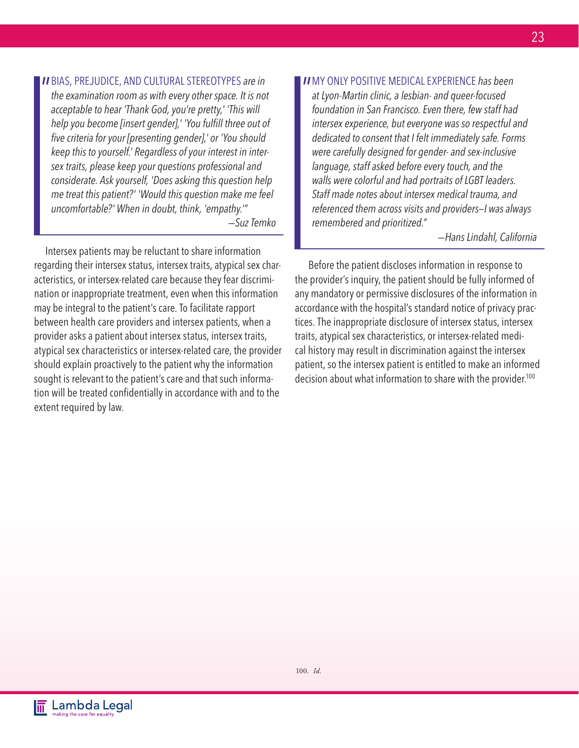> "BIAS, PREJUDICE, AND CULTURAL STEREOTYPES *are in the examination room as with every other space. It is not acceptable to hear 'Thank God, you're pretty,' 'This will help you become [insert gender],' 'You fulfill three out of five criteria for your [presenting gender],' or 'You should keep this to yourself.' Regardless of your interest in intersex traits, please keep your questions professional and considerate. Ask yourself, 'Does asking this question help me treat this patient?' 'Would this question make me feel uncomfortable?' When in doubt, think, 'empathy.'"*
>
> *—Suz Temko*

Intersex patients may be reluctant to share information regarding their intersex status, intersex traits, atypical sex characteristics, or intersex-related care because they fear discrimination or inappropriate treatment, even when this information may be integral to the patient's care. To facilitate rapport between health care providers and intersex patients, when a provider asks a patient about intersex status, intersex traits, atypical sex characteristics or intersex-related care, the provider should explain proactively to the patient why the information sought is relevant to the patient's care and that such information will be treated confidentially in accordance with and to the extent required by law.

> "MY ONLY POSITIVE MEDICAL EXPERIENCE *has been at Lyon-Martin clinic, a lesbian- and queer-focused foundation in San Francisco. Even there, few staff had intersex experience, but everyone was so respectful and dedicated to consent that I felt immediately safe. Forms were carefully designed for gender- and sex-inclusive language, staff asked before every touch, and the walls were colorful and had portraits of LGBT leaders. Staff made notes about intersex medical trauma, and referenced them across visits and providers—I was always remembered and prioritized."*
>
> *—Hans Lindahl, California*

Before the patient discloses information in response to the provider's inquiry, the patient should be fully informed of any mandatory or permissive disclosures of the information in accordance with the hospital's standard notice of privacy practices. The inappropriate disclosure of intersex status, intersex traits, atypical sex characteristics, or intersex-related medical history may result in discrimination against the intersex patient, so the intersex patient is entitled to make an informed decision about what information to share with the provider.[100]

---

100. *Id.*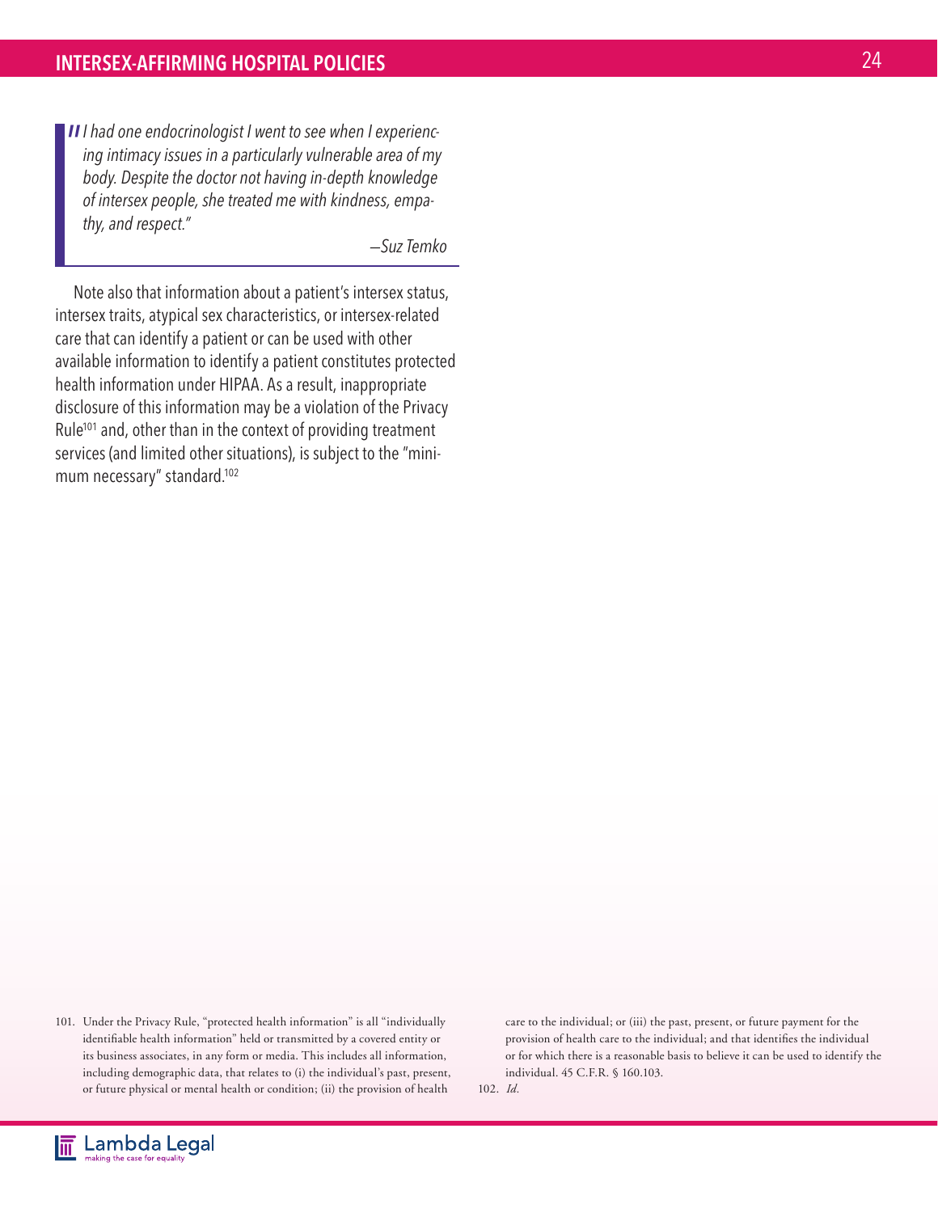> *"I had one endocrinologist I went to see when I experiencing intimacy issues in a particularly vulnerable area of my body. Despite the doctor not having in-depth knowledge of intersex people, she treated me with kindness, empathy, and respect."*
>
> *—Suz Temko*

Note also that information about a patient's intersex status, intersex traits, atypical sex characteristics, or intersex-related care that can identify a patient or can be used with other available information to identify a patient constitutes protected health information under HIPAA. As a result, inappropriate disclosure of this information may be a violation of the Privacy Rule[101] and, other than in the context of providing treatment services (and limited other situations), is subject to the "minimum necessary" standard.[102]

---

101. Under the Privacy Rule, "protected health information" is all "individually identifiable health information" held or transmitted by a covered entity or its business associates, in any form or media. This includes all information, including demographic data, that relates to (i) the individual's past, present, or future physical or mental health or condition; (ii) the provision of health care to the individual; or (iii) the past, present, or future payment for the provision of health care to the individual; and that identifies the individual or for which there is a reasonable basis to believe it can be used to identify the individual. 45 C.F.R. § 160.103.

102. *Id.*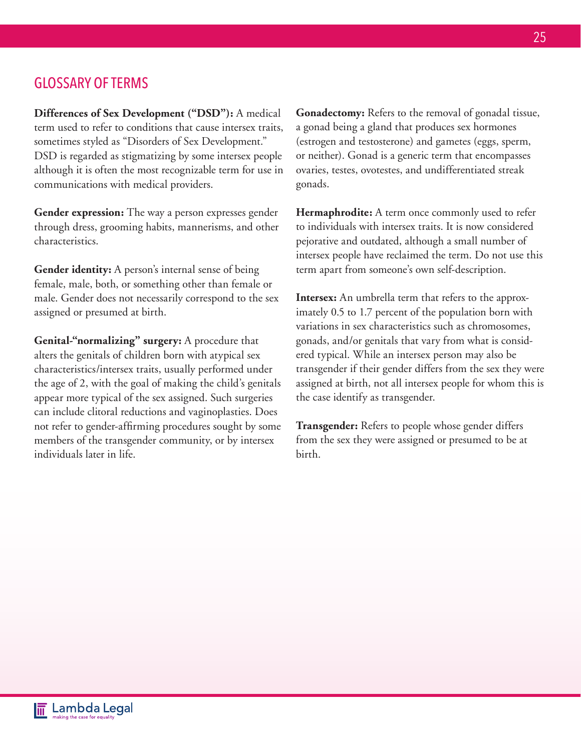## GLOSSARY OF TERMS

**Differences of Sex Development ("DSD"):** A medical term used to refer to conditions that cause intersex traits, sometimes styled as "Disorders of Sex Development." DSD is regarded as stigmatizing by some intersex people although it is often the most recognizable term for use in communications with medical providers.

**Gender expression:** The way a person expresses gender through dress, grooming habits, mannerisms, and other characteristics.

**Gender identity:** A person's internal sense of being female, male, both, or something other than female or male. Gender does not necessarily correspond to the sex assigned or presumed at birth.

**Genital-"normalizing" surgery:** A procedure that alters the genitals of children born with atypical sex characteristics/intersex traits, usually performed under the age of 2, with the goal of making the child's genitals appear more typical of the sex assigned. Such surgeries can include clitoral reductions and vaginoplasties. Does not refer to gender-affirming procedures sought by some members of the transgender community, or by intersex individuals later in life.

**Gonadectomy:** Refers to the removal of gonadal tissue, a gonad being a gland that produces sex hormones (estrogen and testosterone) and gametes (eggs, sperm, or neither). Gonad is a generic term that encompasses ovaries, testes, ovotestes, and undifferentiated streak gonads.

**Hermaphrodite:** A term once commonly used to refer to individuals with intersex traits. It is now considered pejorative and outdated, although a small number of intersex people have reclaimed the term. Do not use this term apart from someone's own self-description.

**Intersex:** An umbrella term that refers to the approximately 0.5 to 1.7 percent of the population born with variations in sex characteristics such as chromosomes, gonads, and/or genitals that vary from what is considered typical. While an intersex person may also be transgender if their gender differs from the sex they were assigned at birth, not all intersex people for whom this is the case identify as transgender.

**Transgender:** Refers to people whose gender differs from the sex they were assigned or presumed to be at birth.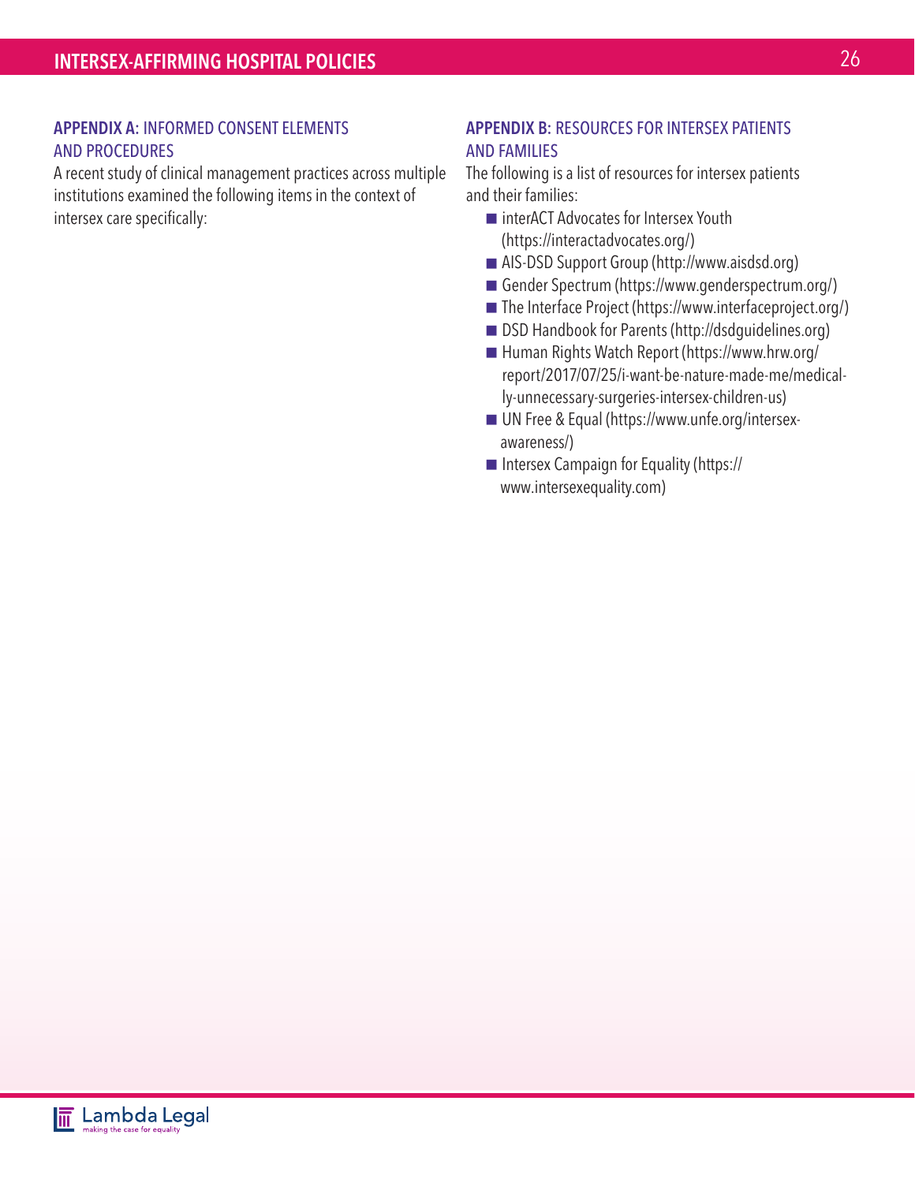## APPENDIX A: INFORMED CONSENT ELEMENTS AND PROCEDURES

A recent study of clinical management practices across multiple institutions examined the following items in the context of intersex care specifically:

## APPENDIX B: RESOURCES FOR INTERSEX PATIENTS AND FAMILIES

The following is a list of resources for intersex patients and their families:

- interACT Advocates for Intersex Youth (https://interactadvocates.org/)
- AIS-DSD Support Group (http://www.aisdsd.org)
- Gender Spectrum (https://www.genderspectrum.org/)
- The Interface Project (https://www.interfaceproject.org/)
- DSD Handbook for Parents (http://dsdguidelines.org)
- Human Rights Watch Report (https://www.hrw.org/report/2017/07/25/i-want-be-nature-made-me/medically-unnecessary-surgeries-intersex-children-us)
- UN Free & Equal (https://www.unfe.org/intersex-awareness/)
- Intersex Campaign for Equality (https://www.intersexequality.com)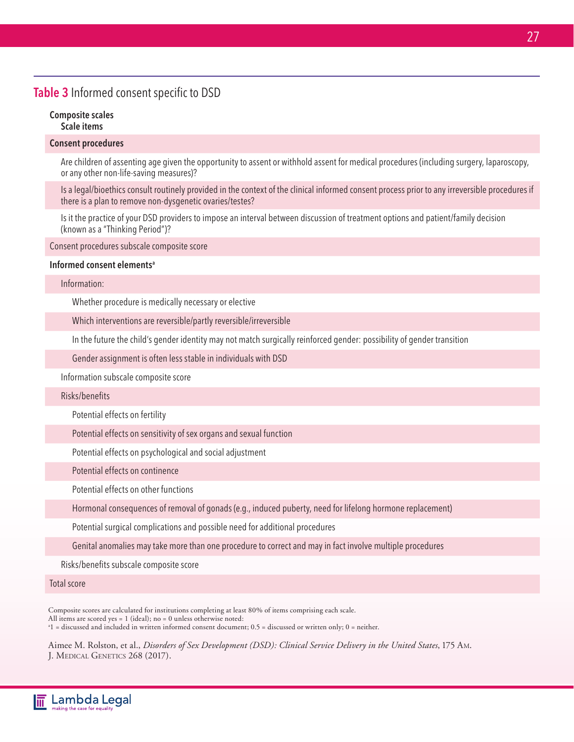## **Table 3** Informed consent specific to DSD

| Composite scales<br>Scale items |
|---|
| **Consent procedures** |
| Are children of assenting age given the opportunity to assent or withhold assent for medical procedures (including surgery, laparoscopy, or any other non-life-saving measures)? |
| Is a legal/bioethics consult routinely provided in the context of the clinical informed consent process prior to any irreversible procedures if there is a plan to remove non-dysgenetic ovaries/testes? |
| Is it the practice of your DSD providers to impose an interval between discussion of treatment options and patient/family decision (known as a "Thinking Period")? |
| Consent procedures subscale composite score |
| **Informed consent elements**[a] |
| Information: |
| Whether procedure is medically necessary or elective |
| Which interventions are reversible/partly reversible/irreversible |
| In the future the child's gender identity may not match surgically reinforced gender: possibility of gender transition |
| Gender assignment is often less stable in individuals with DSD |
| Information subscale composite score |
| Risks/benefits |
| Potential effects on fertility |
| Potential effects on sensitivity of sex organs and sexual function |
| Potential effects on psychological and social adjustment |
| Potential effects on continence |
| Potential effects on other functions |
| Hormonal consequences of removal of gonads (e.g., induced puberty, need for lifelong hormone replacement) |
| Potential surgical complications and possible need for additional procedures |
| Genital anomalies may take more than one procedure to correct and may in fact involve multiple procedures |
| Risks/benefits subscale composite score |
| Total score |

Composite scores are calculated for institutions completing at least 80% of items comprising each scale.
All items are scored yes = 1 (ideal); no = 0 unless otherwise noted:
[a]1 = discussed and included in written informed consent document; 0.5 = discussed or written only; 0 = neither.

Aimee M. Rolston, et al., *Disorders of Sex Development (DSD): Clinical Service Delivery in the United States*, 175 Am. J. Medical Genetics 268 (2017).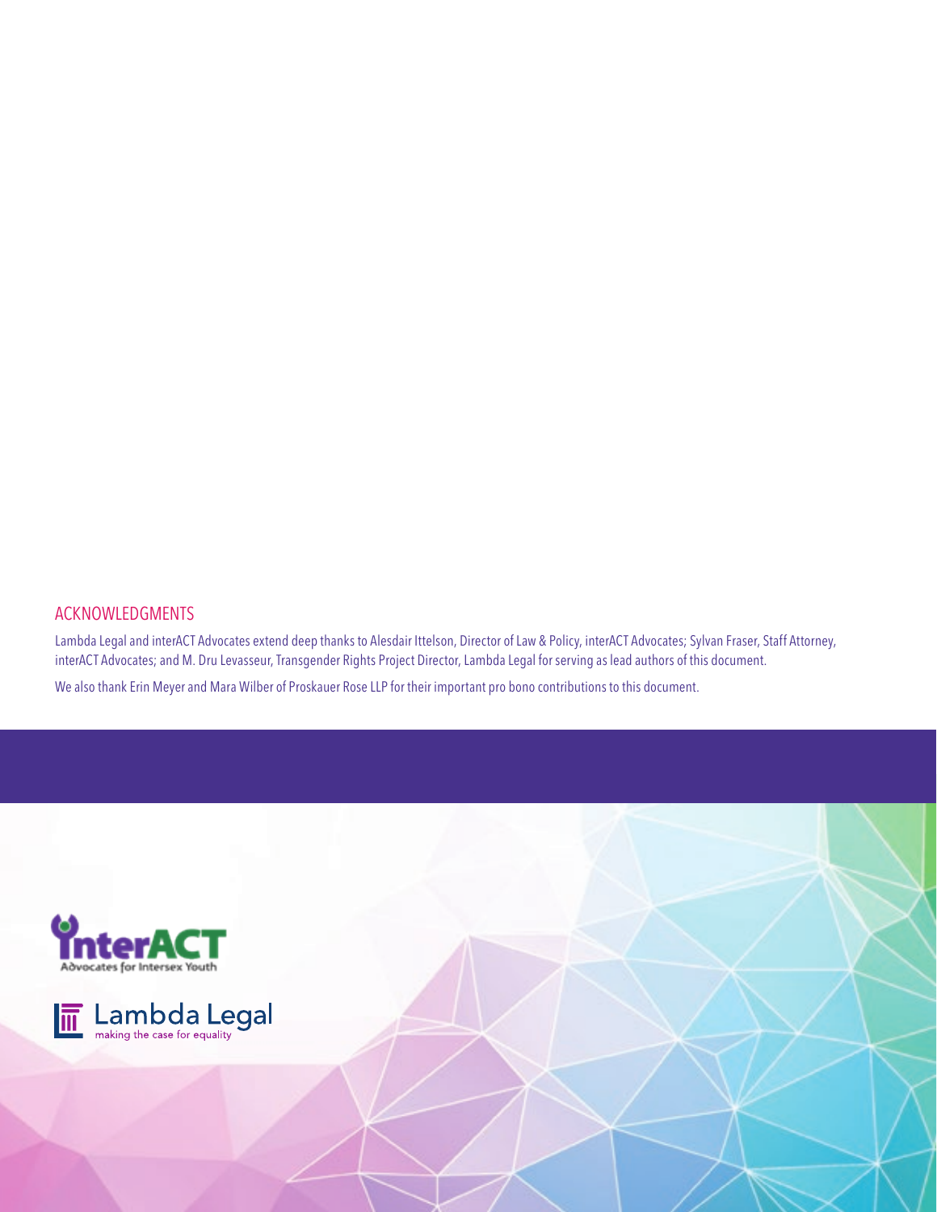## ACKNOWLEDGMENTS

Lambda Legal and interACT Advocates extend deep thanks to Alesdair Ittelson, Director of Law & Policy, interACT Advocates; Sylvan Fraser, Staff Attorney, interACT Advocates; and M. Dru Levasseur, Transgender Rights Project Director, Lambda Legal for serving as lead authors of this document.

We also thank Erin Meyer and Mara Wilber of Proskauer Rose LLP for their important pro bono contributions to this document.

interACT
Advocates for Intersex Youth

Lambda Legal
making the case for equality